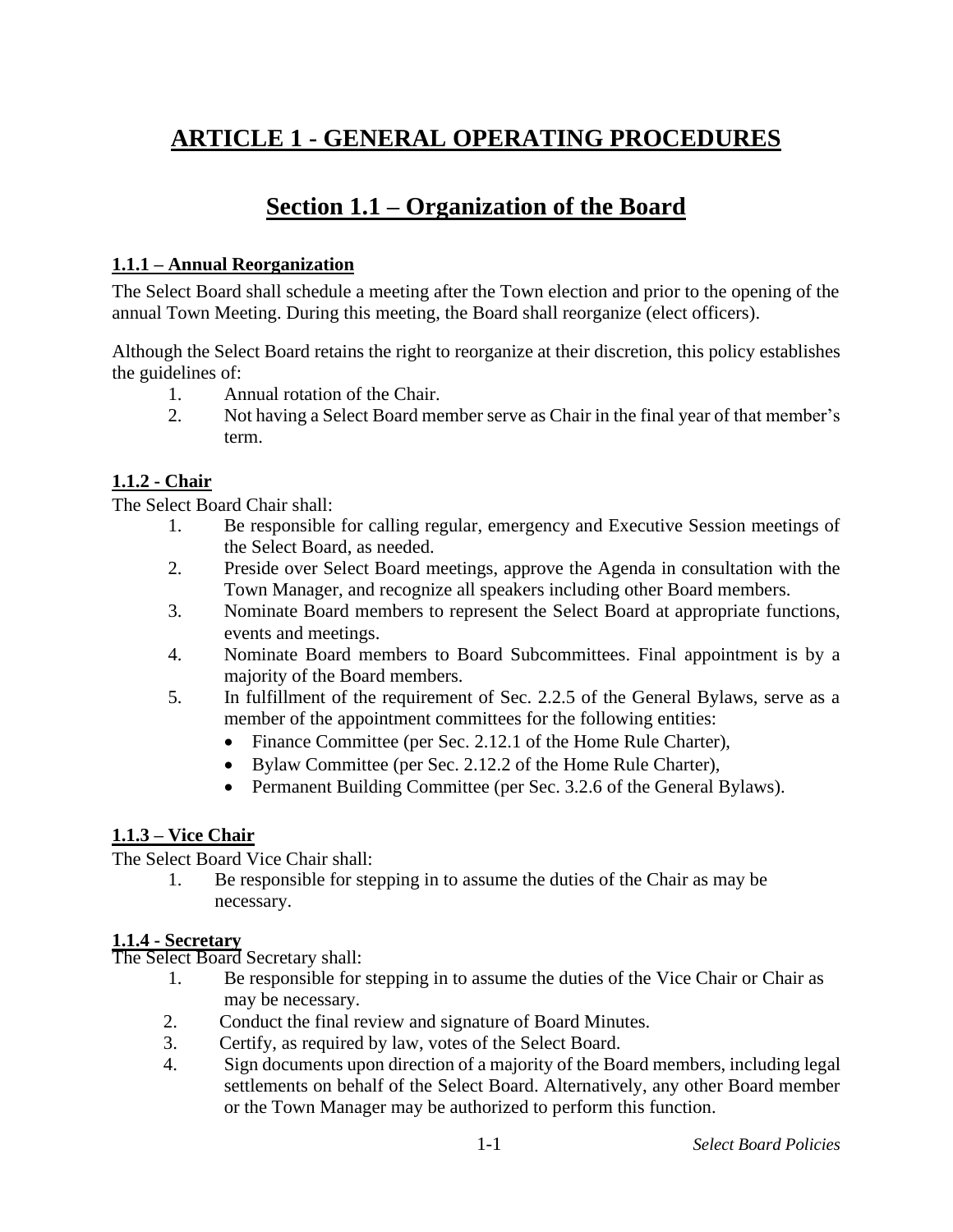# ARTICLE 1 - GENERAL OPERATING PROCEDURES

## Section 1.1 – Organization of the Board

### 1.1.1 – Annual Reorganization

The Select Board shall schedule a meeting after the Town election and prior to the opening of the annual Town Meeting. During this meeting, the Board shall reorganize (elect officers).

Although the Select Board retains the right to reorganize at their discretion, this policy establishes the guidelines of:

1. Annual rotation of the Chair.
2. Not having a Select Board member serve as Chair in the final year of that member's term.

### 1.1.2 - Chair

The Select Board Chair shall:

1. Be responsible for calling regular, emergency and Executive Session meetings of the Select Board, as needed.
2. Preside over Select Board meetings, approve the Agenda in consultation with the Town Manager, and recognize all speakers including other Board members.
3. Nominate Board members to represent the Select Board at appropriate functions, events and meetings.
4. Nominate Board members to Board Subcommittees. Final appointment is by a majority of the Board members.
5. In fulfillment of the requirement of Sec. 2.2.5 of the General Bylaws, serve as a member of the appointment committees for the following entities:
   - Finance Committee (per Sec. 2.12.1 of the Home Rule Charter),
   - Bylaw Committee (per Sec. 2.12.2 of the Home Rule Charter),
   - Permanent Building Committee (per Sec. 3.2.6 of the General Bylaws).

### 1.1.3 – Vice Chair

The Select Board Vice Chair shall:

1. Be responsible for stepping in to assume the duties of the Chair as may be necessary.

### 1.1.4 - Secretary

The Select Board Secretary shall:

1. Be responsible for stepping in to assume the duties of the Vice Chair or Chair as may be necessary.
2. Conduct the final review and signature of Board Minutes.
3. Certify, as required by law, votes of the Select Board.
4. Sign documents upon direction of a majority of the Board members, including legal settlements on behalf of the Select Board. Alternatively, any other Board member or the Town Manager may be authorized to perform this function.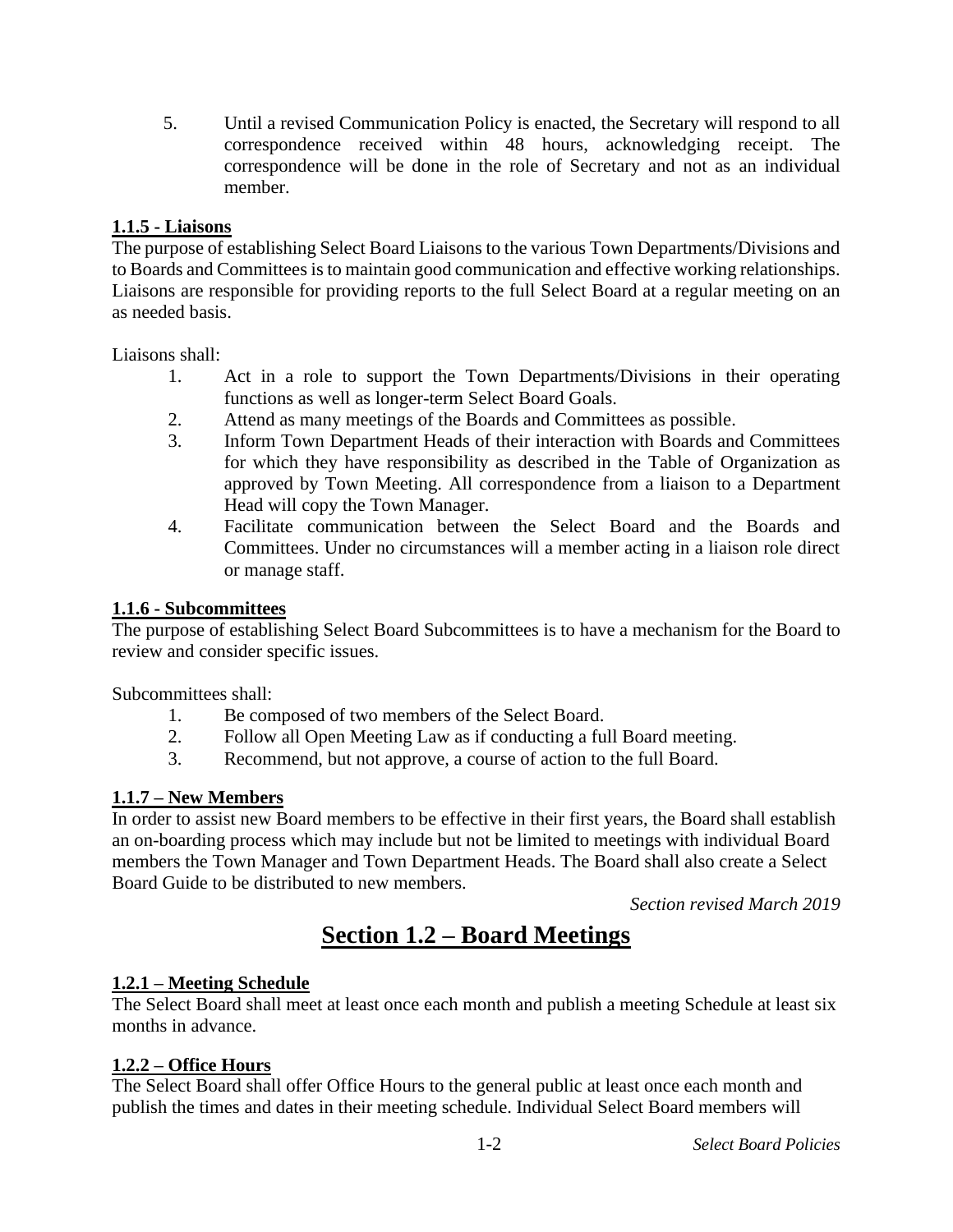5. Until a revised Communication Policy is enacted, the Secretary will respond to all correspondence received within 48 hours, acknowledging receipt. The correspondence will be done in the role of Secretary and not as an individual member.

### 1.1.5 - Liaisons

The purpose of establishing Select Board Liaisons to the various Town Departments/Divisions and to Boards and Committees is to maintain good communication and effective working relationships. Liaisons are responsible for providing reports to the full Select Board at a regular meeting on an as needed basis.

Liaisons shall:

1. Act in a role to support the Town Departments/Divisions in their operating functions as well as longer-term Select Board Goals.
2. Attend as many meetings of the Boards and Committees as possible.
3. Inform Town Department Heads of their interaction with Boards and Committees for which they have responsibility as described in the Table of Organization as approved by Town Meeting. All correspondence from a liaison to a Department Head will copy the Town Manager.
4. Facilitate communication between the Select Board and the Boards and Committees. Under no circumstances will a member acting in a liaison role direct or manage staff.

### 1.1.6 - Subcommittees

The purpose of establishing Select Board Subcommittees is to have a mechanism for the Board to review and consider specific issues.

Subcommittees shall:

1. Be composed of two members of the Select Board.
2. Follow all Open Meeting Law as if conducting a full Board meeting.
3. Recommend, but not approve, a course of action to the full Board.

### 1.1.7 – New Members

In order to assist new Board members to be effective in their first years, the Board shall establish an on-boarding process which may include but not be limited to meetings with individual Board members the Town Manager and Town Department Heads. The Board shall also create a Select Board Guide to be distributed to new members.

*Section revised March 2019*

## Section 1.2 – Board Meetings

### 1.2.1 – Meeting Schedule

The Select Board shall meet at least once each month and publish a meeting Schedule at least six months in advance.

### 1.2.2 – Office Hours

The Select Board shall offer Office Hours to the general public at least once each month and publish the times and dates in their meeting schedule. Individual Select Board members will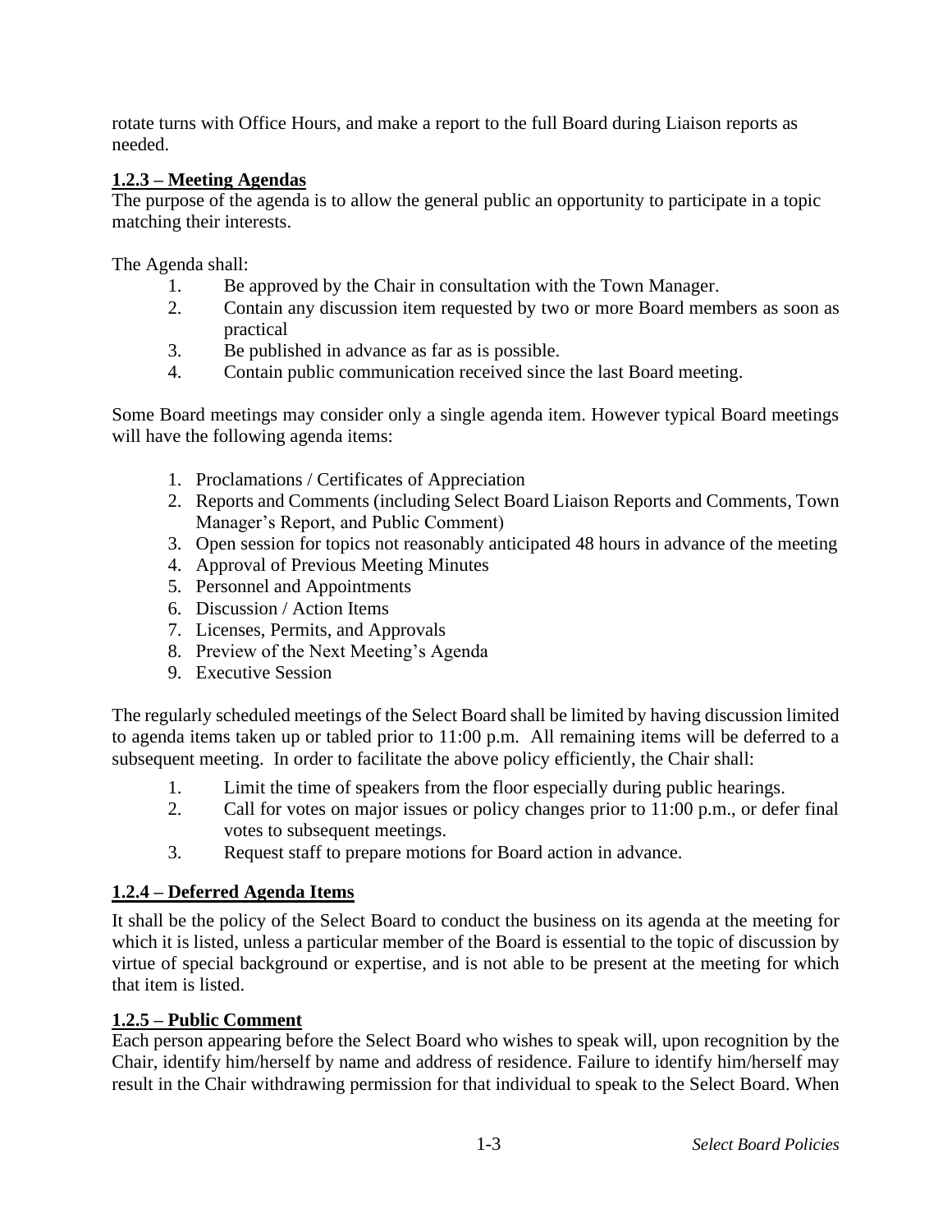rotate turns with Office Hours, and make a report to the full Board during Liaison reports as needed.

### **1.2.3 – Meeting Agendas**

The purpose of the agenda is to allow the general public an opportunity to participate in a topic matching their interests.

The Agenda shall:

1. Be approved by the Chair in consultation with the Town Manager.
2. Contain any discussion item requested by two or more Board members as soon as practical
3. Be published in advance as far as is possible.
4. Contain public communication received since the last Board meeting.

Some Board meetings may consider only a single agenda item. However typical Board meetings will have the following agenda items:

1. Proclamations / Certificates of Appreciation
2. Reports and Comments (including Select Board Liaison Reports and Comments, Town Manager's Report, and Public Comment)
3. Open session for topics not reasonably anticipated 48 hours in advance of the meeting
4. Approval of Previous Meeting Minutes
5. Personnel and Appointments
6. Discussion / Action Items
7. Licenses, Permits, and Approvals
8. Preview of the Next Meeting's Agenda
9. Executive Session

The regularly scheduled meetings of the Select Board shall be limited by having discussion limited to agenda items taken up or tabled prior to 11:00 p.m. All remaining items will be deferred to a subsequent meeting. In order to facilitate the above policy efficiently, the Chair shall:

1. Limit the time of speakers from the floor especially during public hearings.
2. Call for votes on major issues or policy changes prior to 11:00 p.m., or defer final votes to subsequent meetings.
3. Request staff to prepare motions for Board action in advance.

### **1.2.4 – Deferred Agenda Items**

It shall be the policy of the Select Board to conduct the business on its agenda at the meeting for which it is listed, unless a particular member of the Board is essential to the topic of discussion by virtue of special background or expertise, and is not able to be present at the meeting for which that item is listed.

### **1.2.5 – Public Comment**

Each person appearing before the Select Board who wishes to speak will, upon recognition by the Chair, identify him/herself by name and address of residence. Failure to identify him/herself may result in the Chair withdrawing permission for that individual to speak to the Select Board. When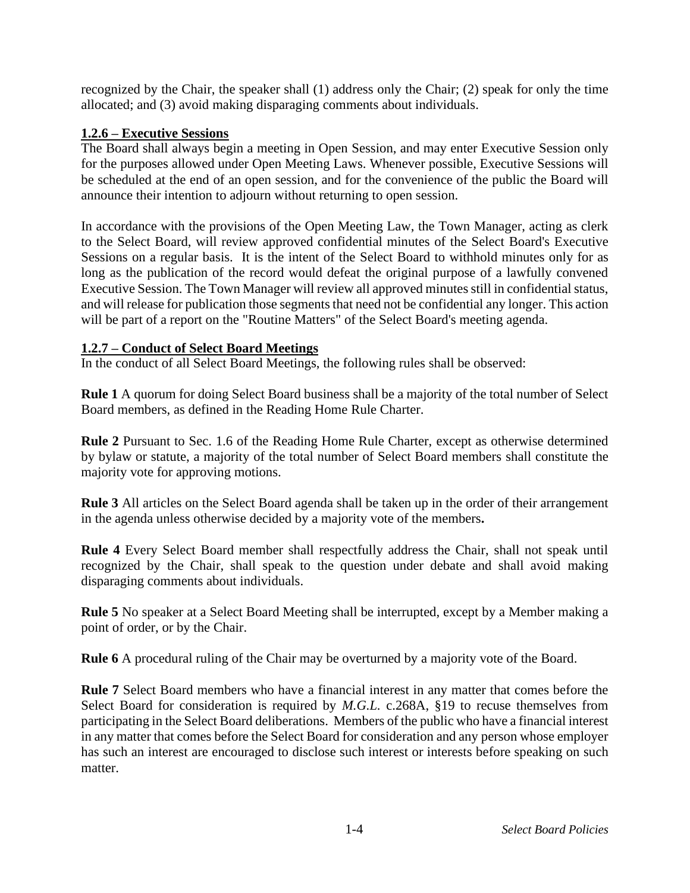recognized by the Chair, the speaker shall (1) address only the Chair; (2) speak for only the time allocated; and (3) avoid making disparaging comments about individuals.

**1.2.6 – Executive Sessions**

The Board shall always begin a meeting in Open Session, and may enter Executive Session only for the purposes allowed under Open Meeting Laws. Whenever possible, Executive Sessions will be scheduled at the end of an open session, and for the convenience of the public the Board will announce their intention to adjourn without returning to open session.

In accordance with the provisions of the Open Meeting Law, the Town Manager, acting as clerk to the Select Board, will review approved confidential minutes of the Select Board's Executive Sessions on a regular basis. It is the intent of the Select Board to withhold minutes only for as long as the publication of the record would defeat the original purpose of a lawfully convened Executive Session. The Town Manager will review all approved minutes still in confidential status, and will release for publication those segments that need not be confidential any longer. This action will be part of a report on the "Routine Matters" of the Select Board's meeting agenda.

**1.2.7 – Conduct of Select Board Meetings**

In the conduct of all Select Board Meetings, the following rules shall be observed:

**Rule 1** A quorum for doing Select Board business shall be a majority of the total number of Select Board members, as defined in the Reading Home Rule Charter.

**Rule 2** Pursuant to Sec. 1.6 of the Reading Home Rule Charter, except as otherwise determined by bylaw or statute, a majority of the total number of Select Board members shall constitute the majority vote for approving motions.

**Rule 3** All articles on the Select Board agenda shall be taken up in the order of their arrangement in the agenda unless otherwise decided by a majority vote of the members**.**

**Rule 4** Every Select Board member shall respectfully address the Chair, shall not speak until recognized by the Chair, shall speak to the question under debate and shall avoid making disparaging comments about individuals.

**Rule 5** No speaker at a Select Board Meeting shall be interrupted, except by a Member making a point of order, or by the Chair.

**Rule 6** A procedural ruling of the Chair may be overturned by a majority vote of the Board.

**Rule 7** Select Board members who have a financial interest in any matter that comes before the Select Board for consideration is required by *M.G.L.* c.268A, §19 to recuse themselves from participating in the Select Board deliberations. Members of the public who have a financial interest in any matter that comes before the Select Board for consideration and any person whose employer has such an interest are encouraged to disclose such interest or interests before speaking on such matter.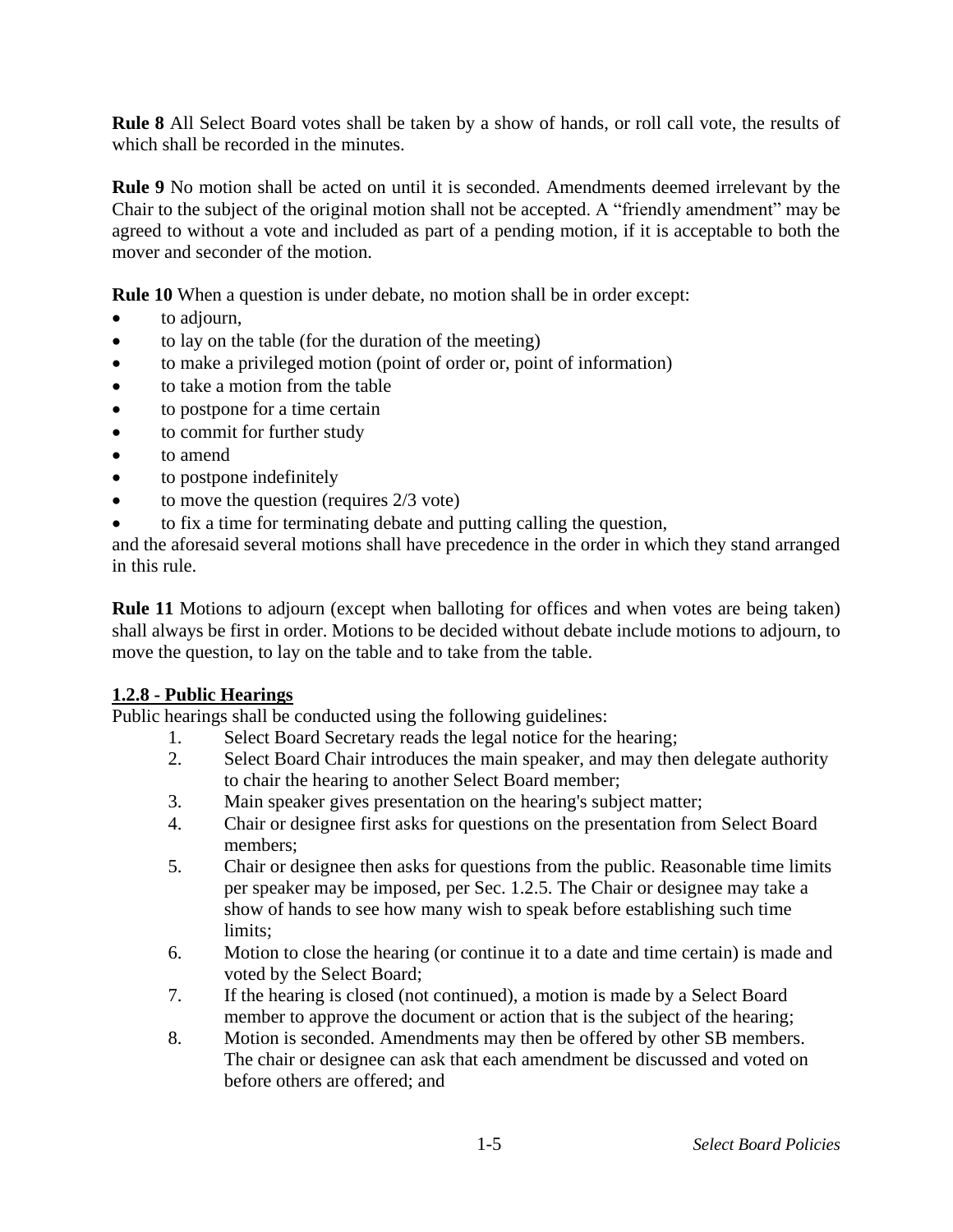**Rule 8** All Select Board votes shall be taken by a show of hands, or roll call vote, the results of which shall be recorded in the minutes.

**Rule 9** No motion shall be acted on until it is seconded. Amendments deemed irrelevant by the Chair to the subject of the original motion shall not be accepted. A "friendly amendment" may be agreed to without a vote and included as part of a pending motion, if it is acceptable to both the mover and seconder of the motion.

**Rule 10** When a question is under debate, no motion shall be in order except:

- to adjourn,
- to lay on the table (for the duration of the meeting)
- to make a privileged motion (point of order or, point of information)
- to take a motion from the table
- to postpone for a time certain
- to commit for further study
- to amend
- to postpone indefinitely
- to move the question (requires 2/3 vote)
- to fix a time for terminating debate and putting calling the question,

and the aforesaid several motions shall have precedence in the order in which they stand arranged in this rule.

**Rule 11** Motions to adjourn (except when balloting for offices and when votes are being taken) shall always be first in order. Motions to be decided without debate include motions to adjourn, to move the question, to lay on the table and to take from the table.

**1.2.8 - Public Hearings**

Public hearings shall be conducted using the following guidelines:

1. Select Board Secretary reads the legal notice for the hearing;
2. Select Board Chair introduces the main speaker, and may then delegate authority to chair the hearing to another Select Board member;
3. Main speaker gives presentation on the hearing's subject matter;
4. Chair or designee first asks for questions on the presentation from Select Board members;
5. Chair or designee then asks for questions from the public. Reasonable time limits per speaker may be imposed, per Sec. 1.2.5. The Chair or designee may take a show of hands to see how many wish to speak before establishing such time limits;
6. Motion to close the hearing (or continue it to a date and time certain) is made and voted by the Select Board;
7. If the hearing is closed (not continued), a motion is made by a Select Board member to approve the document or action that is the subject of the hearing;
8. Motion is seconded. Amendments may then be offered by other SB members. The chair or designee can ask that each amendment be discussed and voted on before others are offered; and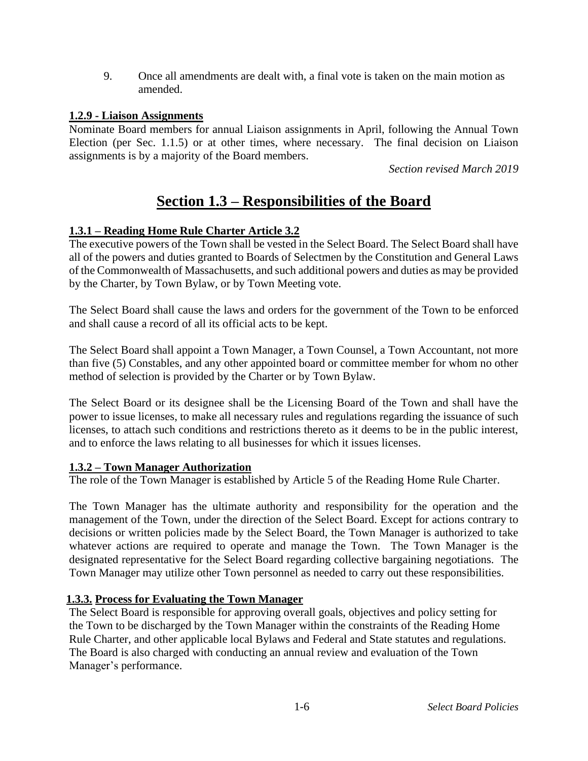9. Once all amendments are dealt with, a final vote is taken on the main motion as amended.

### 1.2.9 - Liaison Assignments

Nominate Board members for annual Liaison assignments in April, following the Annual Town Election (per Sec. 1.1.5) or at other times, where necessary. The final decision on Liaison assignments is by a majority of the Board members.

*Section revised March 2019*

## Section 1.3 – Responsibilities of the Board

### 1.3.1 – Reading Home Rule Charter Article 3.2

The executive powers of the Town shall be vested in the Select Board. The Select Board shall have all of the powers and duties granted to Boards of Selectmen by the Constitution and General Laws of the Commonwealth of Massachusetts, and such additional powers and duties as may be provided by the Charter, by Town Bylaw, or by Town Meeting vote.

The Select Board shall cause the laws and orders for the government of the Town to be enforced and shall cause a record of all its official acts to be kept.

The Select Board shall appoint a Town Manager, a Town Counsel, a Town Accountant, not more than five (5) Constables, and any other appointed board or committee member for whom no other method of selection is provided by the Charter or by Town Bylaw.

The Select Board or its designee shall be the Licensing Board of the Town and shall have the power to issue licenses, to make all necessary rules and regulations regarding the issuance of such licenses, to attach such conditions and restrictions thereto as it deems to be in the public interest, and to enforce the laws relating to all businesses for which it issues licenses.

### 1.3.2 – Town Manager Authorization

The role of the Town Manager is established by Article 5 of the Reading Home Rule Charter.

The Town Manager has the ultimate authority and responsibility for the operation and the management of the Town, under the direction of the Select Board. Except for actions contrary to decisions or written policies made by the Select Board, the Town Manager is authorized to take whatever actions are required to operate and manage the Town. The Town Manager is the designated representative for the Select Board regarding collective bargaining negotiations. The Town Manager may utilize other Town personnel as needed to carry out these responsibilities.

### 1.3.3. Process for Evaluating the Town Manager

The Select Board is responsible for approving overall goals, objectives and policy setting for the Town to be discharged by the Town Manager within the constraints of the Reading Home Rule Charter, and other applicable local Bylaws and Federal and State statutes and regulations. The Board is also charged with conducting an annual review and evaluation of the Town Manager's performance.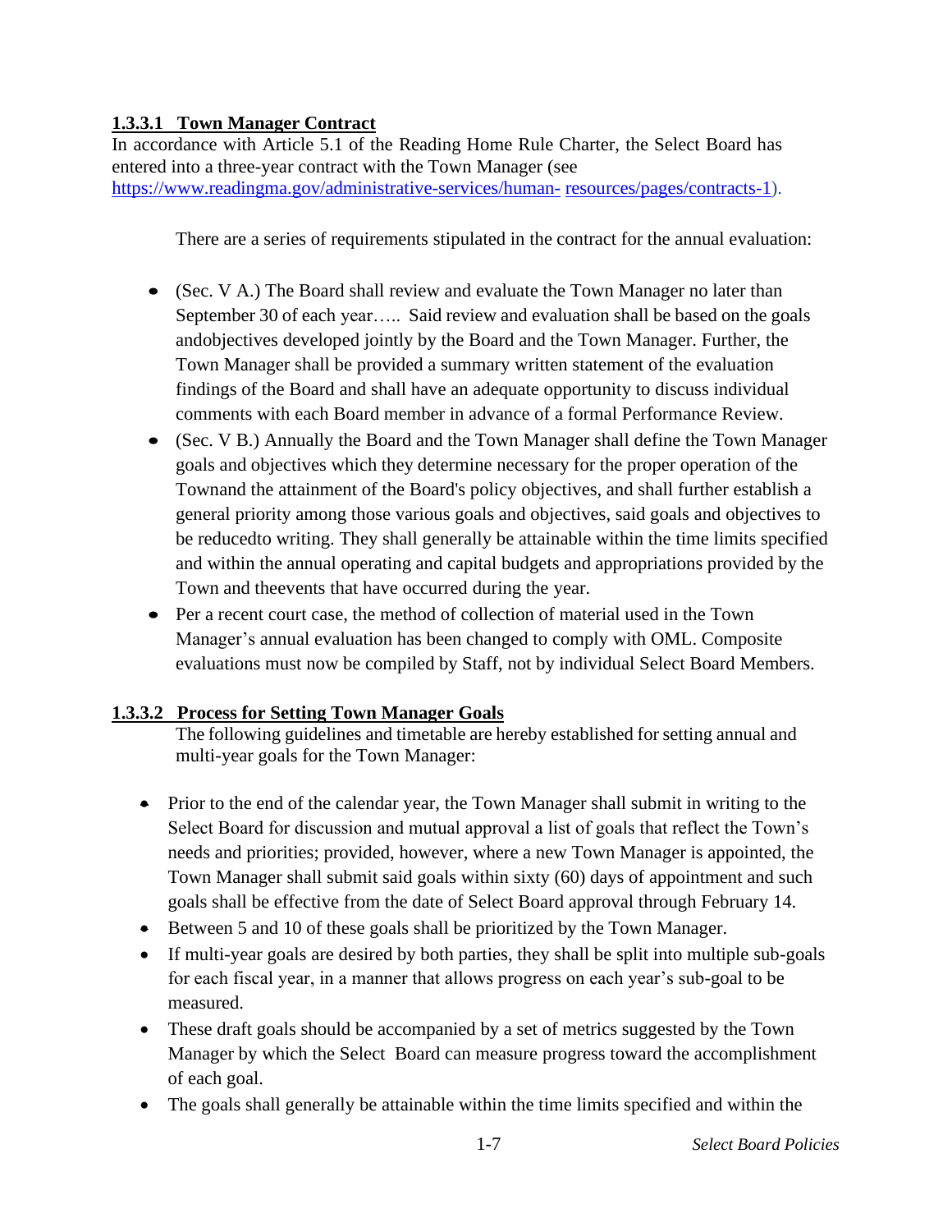### 1.3.3.1 Town Manager Contract

In accordance with Article 5.1 of the Reading Home Rule Charter, the Select Board has entered into a three-year contract with the Town Manager (see https://www.readingma.gov/administrative-services/human- resources/pages/contracts-1).

There are a series of requirements stipulated in the contract for the annual evaluation:

- (Sec. V A.) The Board shall review and evaluate the Town Manager no later than September 30 of each year….. Said review and evaluation shall be based on the goals andobjectives developed jointly by the Board and the Town Manager. Further, the Town Manager shall be provided a summary written statement of the evaluation findings of the Board and shall have an adequate opportunity to discuss individual comments with each Board member in advance of a formal Performance Review.
- (Sec. V B.) Annually the Board and the Town Manager shall define the Town Manager goals and objectives which they determine necessary for the proper operation of the Townand the attainment of the Board's policy objectives, and shall further establish a general priority among those various goals and objectives, said goals and objectives to be reducedto writing. They shall generally be attainable within the time limits specified and within the annual operating and capital budgets and appropriations provided by the Town and theevents that have occurred during the year.
- Per a recent court case, the method of collection of material used in the Town Manager's annual evaluation has been changed to comply with OML. Composite evaluations must now be compiled by Staff, not by individual Select Board Members.

### 1.3.3.2 Process for Setting Town Manager Goals

The following guidelines and timetable are hereby established for setting annual and multi-year goals for the Town Manager:

- Prior to the end of the calendar year, the Town Manager shall submit in writing to the Select Board for discussion and mutual approval a list of goals that reflect the Town's needs and priorities; provided, however, where a new Town Manager is appointed, the Town Manager shall submit said goals within sixty (60) days of appointment and such goals shall be effective from the date of Select Board approval through February 14.
- Between 5 and 10 of these goals shall be prioritized by the Town Manager.
- If multi-year goals are desired by both parties, they shall be split into multiple sub-goals for each fiscal year, in a manner that allows progress on each year's sub-goal to be measured.
- These draft goals should be accompanied by a set of metrics suggested by the Town Manager by which the Select Board can measure progress toward the accomplishment of each goal.
- The goals shall generally be attainable within the time limits specified and within the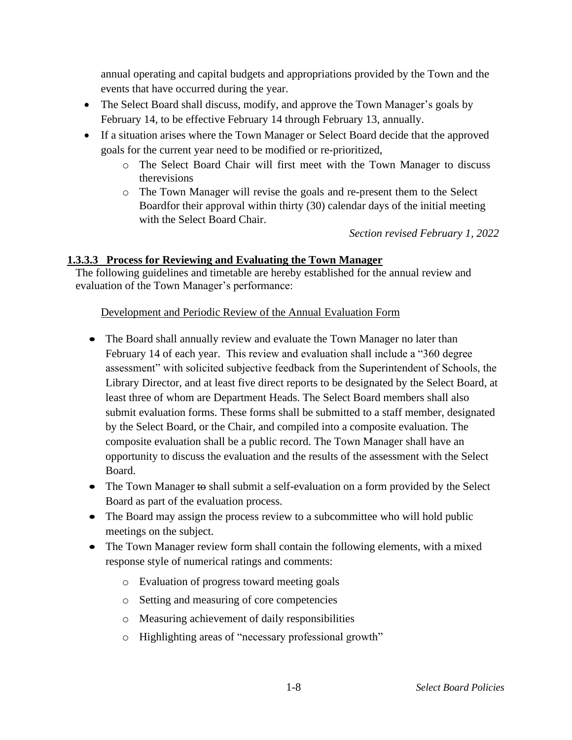annual operating and capital budgets and appropriations provided by the Town and the events that have occurred during the year.

- The Select Board shall discuss, modify, and approve the Town Manager's goals by February 14, to be effective February 14 through February 13, annually.
- If a situation arises where the Town Manager or Select Board decide that the approved goals for the current year need to be modified or re-prioritized,
  - The Select Board Chair will first meet with the Town Manager to discuss therevisions
  - The Town Manager will revise the goals and re-present them to the Select Boardfor their approval within thirty (30) calendar days of the initial meeting with the Select Board Chair.

*Section revised February 1, 2022*

### 1.3.3.3 Process for Reviewing and Evaluating the Town Manager

The following guidelines and timetable are hereby established for the annual review and evaluation of the Town Manager's performance:

Development and Periodic Review of the Annual Evaluation Form

- The Board shall annually review and evaluate the Town Manager no later than February 14 of each year. This review and evaluation shall include a "360 degree assessment" with solicited subjective feedback from the Superintendent of Schools, the Library Director, and at least five direct reports to be designated by the Select Board, at least three of whom are Department Heads. The Select Board members shall also submit evaluation forms. These forms shall be submitted to a staff member, designated by the Select Board, or the Chair, and compiled into a composite evaluation. The composite evaluation shall be a public record. The Town Manager shall have an opportunity to discuss the evaluation and the results of the assessment with the Select Board.
- The Town Manager ~~to~~ shall submit a self-evaluation on a form provided by the Select Board as part of the evaluation process.
- The Board may assign the process review to a subcommittee who will hold public meetings on the subject.
- The Town Manager review form shall contain the following elements, with a mixed response style of numerical ratings and comments:
  - Evaluation of progress toward meeting goals
  - Setting and measuring of core competencies
  - Measuring achievement of daily responsibilities
  - Highlighting areas of "necessary professional growth"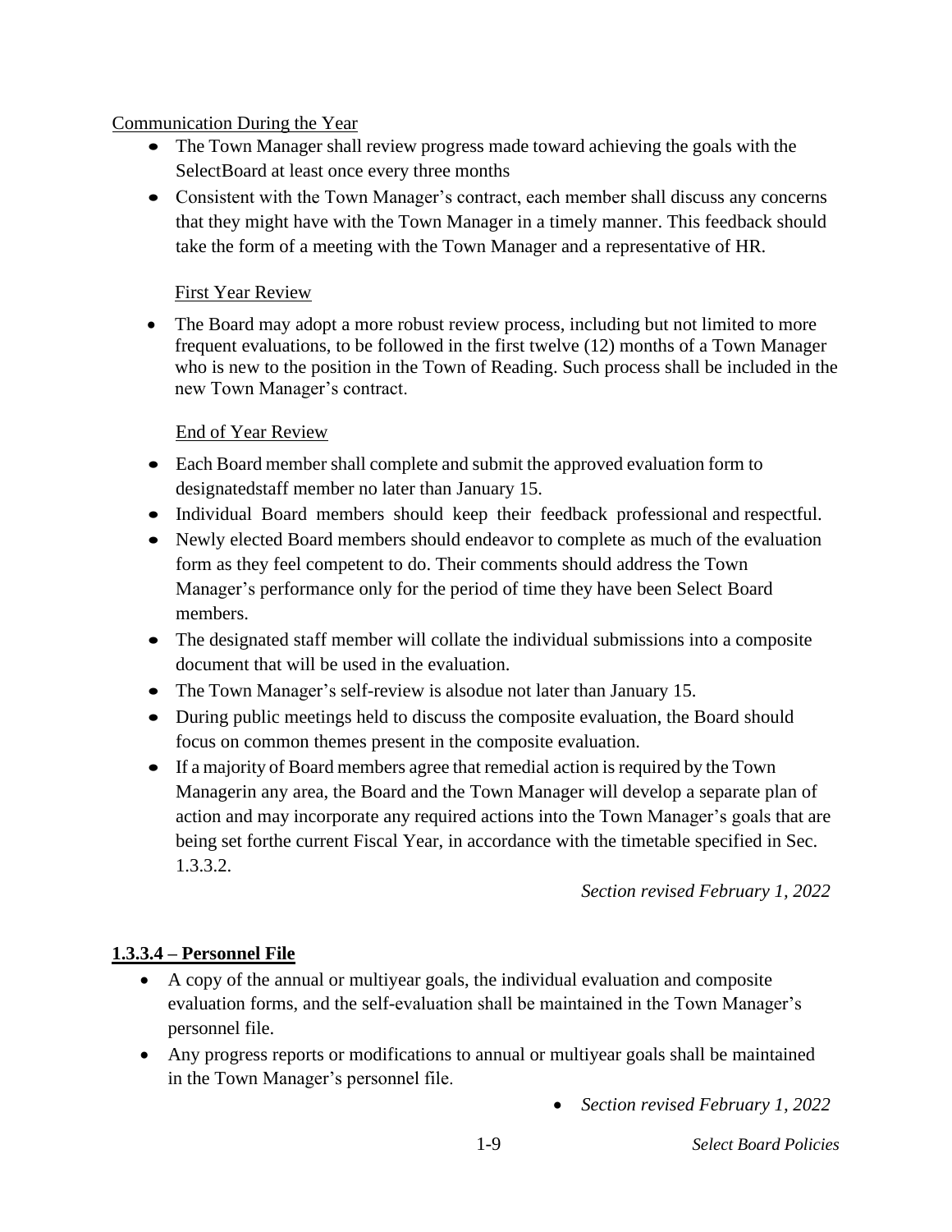Communication During the Year

- The Town Manager shall review progress made toward achieving the goals with the SelectBoard at least once every three months
- Consistent with the Town Manager's contract, each member shall discuss any concerns that they might have with the Town Manager in a timely manner. This feedback should take the form of a meeting with the Town Manager and a representative of HR.

First Year Review

- The Board may adopt a more robust review process, including but not limited to more frequent evaluations, to be followed in the first twelve (12) months of a Town Manager who is new to the position in the Town of Reading. Such process shall be included in the new Town Manager's contract.

End of Year Review

- Each Board member shall complete and submit the approved evaluation form to designatedstaff member no later than January 15.
- Individual Board members should keep their feedback professional and respectful.
- Newly elected Board members should endeavor to complete as much of the evaluation form as they feel competent to do. Their comments should address the Town Manager's performance only for the period of time they have been Select Board members.
- The designated staff member will collate the individual submissions into a composite document that will be used in the evaluation.
- The Town Manager's self-review is alsodue not later than January 15.
- During public meetings held to discuss the composite evaluation, the Board should focus on common themes present in the composite evaluation.
- If a majority of Board members agree that remedial action is required by the Town Managerin any area, the Board and the Town Manager will develop a separate plan of action and may incorporate any required actions into the Town Manager's goals that are being set forthe current Fiscal Year, in accordance with the timetable specified in Sec. 1.3.3.2.

*Section revised February 1, 2022*

## 1.3.3.4 – Personnel File

- A copy of the annual or multiyear goals, the individual evaluation and composite evaluation forms, and the self-evaluation shall be maintained in the Town Manager's personnel file.
- Any progress reports or modifications to annual or multiyear goals shall be maintained in the Town Manager's personnel file.

*Section revised February 1, 2022*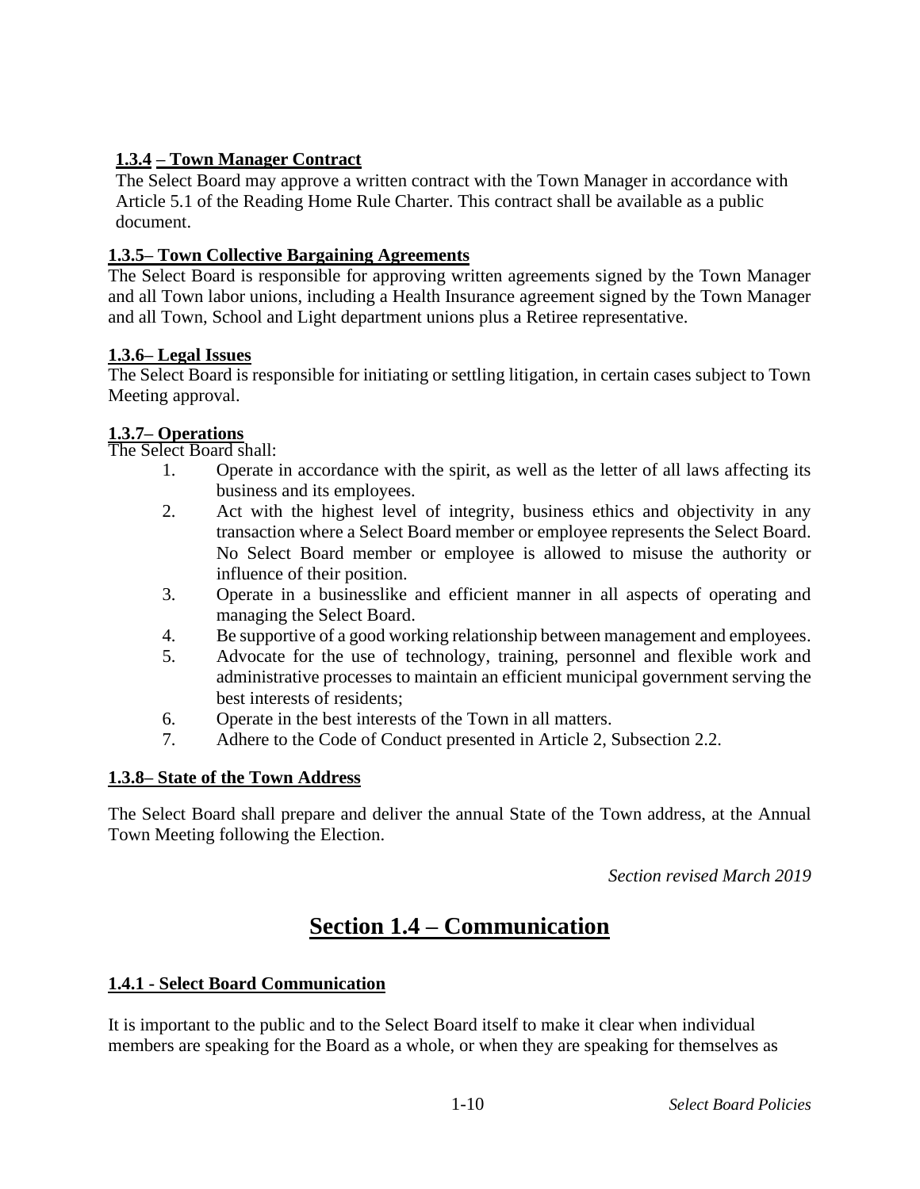### 1.3.4 – Town Manager Contract

The Select Board may approve a written contract with the Town Manager in accordance with Article 5.1 of the Reading Home Rule Charter. This contract shall be available as a public document.

### 1.3.5– Town Collective Bargaining Agreements

The Select Board is responsible for approving written agreements signed by the Town Manager and all Town labor unions, including a Health Insurance agreement signed by the Town Manager and all Town, School and Light department unions plus a Retiree representative.

### 1.3.6– Legal Issues

The Select Board is responsible for initiating or settling litigation, in certain cases subject to Town Meeting approval.

### 1.3.7– Operations

The Select Board shall:

1. Operate in accordance with the spirit, as well as the letter of all laws affecting its business and its employees.
2. Act with the highest level of integrity, business ethics and objectivity in any transaction where a Select Board member or employee represents the Select Board. No Select Board member or employee is allowed to misuse the authority or influence of their position.
3. Operate in a businesslike and efficient manner in all aspects of operating and managing the Select Board.
4. Be supportive of a good working relationship between management and employees.
5. Advocate for the use of technology, training, personnel and flexible work and administrative processes to maintain an efficient municipal government serving the best interests of residents;
6. Operate in the best interests of the Town in all matters.
7. Adhere to the Code of Conduct presented in Article 2, Subsection 2.2.

### 1.3.8– State of the Town Address

The Select Board shall prepare and deliver the annual State of the Town address, at the Annual Town Meeting following the Election.

*Section revised March 2019*

## Section 1.4 – Communication

### 1.4.1 - Select Board Communication

It is important to the public and to the Select Board itself to make it clear when individual members are speaking for the Board as a whole, or when they are speaking for themselves as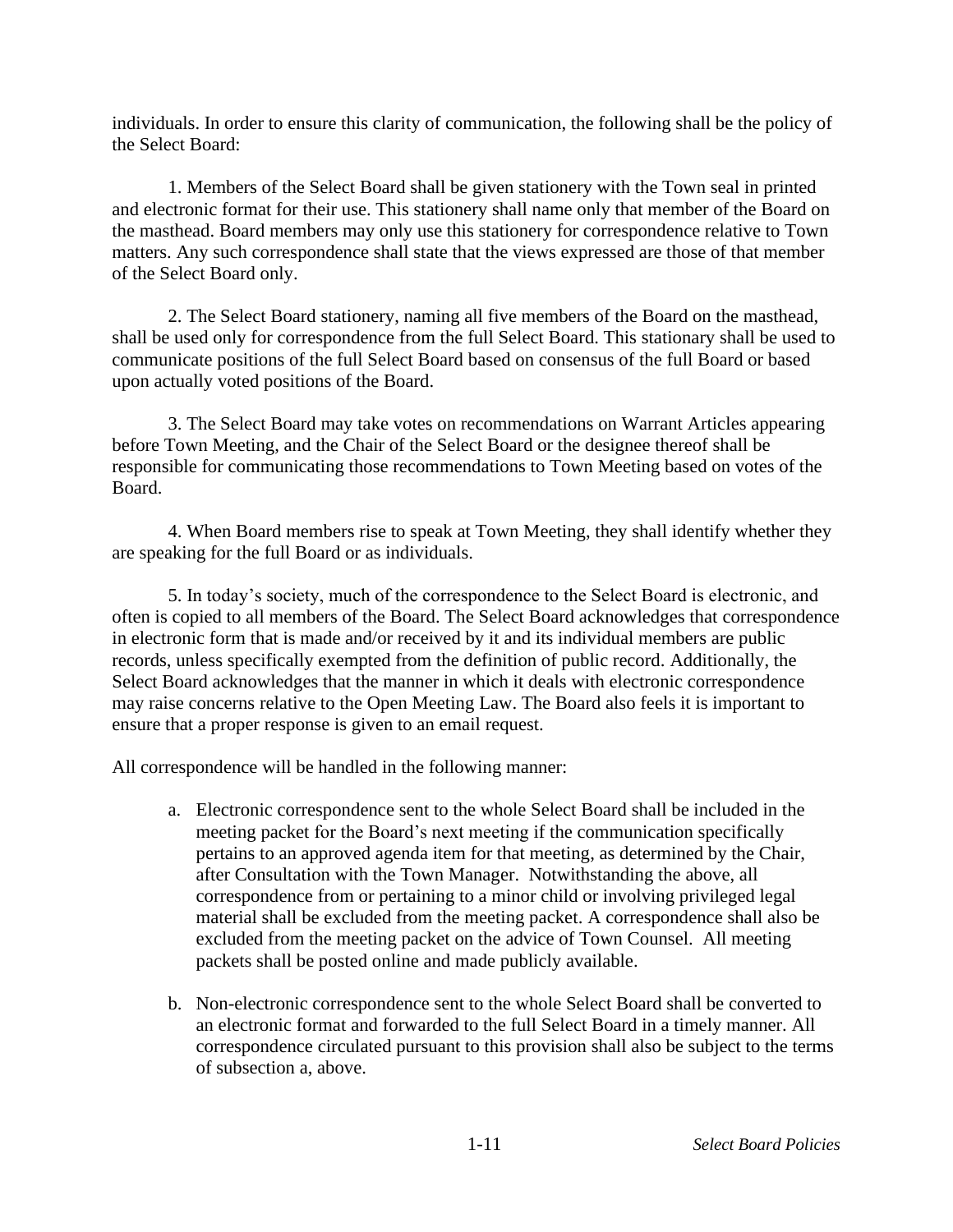individuals. In order to ensure this clarity of communication, the following shall be the policy of the Select Board:

1. Members of the Select Board shall be given stationery with the Town seal in printed and electronic format for their use. This stationery shall name only that member of the Board on the masthead. Board members may only use this stationery for correspondence relative to Town matters. Any such correspondence shall state that the views expressed are those of that member of the Select Board only.

2. The Select Board stationery, naming all five members of the Board on the masthead, shall be used only for correspondence from the full Select Board. This stationary shall be used to communicate positions of the full Select Board based on consensus of the full Board or based upon actually voted positions of the Board.

3. The Select Board may take votes on recommendations on Warrant Articles appearing before Town Meeting, and the Chair of the Select Board or the designee thereof shall be responsible for communicating those recommendations to Town Meeting based on votes of the Board.

4. When Board members rise to speak at Town Meeting, they shall identify whether they are speaking for the full Board or as individuals.

5. In today's society, much of the correspondence to the Select Board is electronic, and often is copied to all members of the Board. The Select Board acknowledges that correspondence in electronic form that is made and/or received by it and its individual members are public records, unless specifically exempted from the definition of public record. Additionally, the Select Board acknowledges that the manner in which it deals with electronic correspondence may raise concerns relative to the Open Meeting Law. The Board also feels it is important to ensure that a proper response is given to an email request.

All correspondence will be handled in the following manner:

a. Electronic correspondence sent to the whole Select Board shall be included in the meeting packet for the Board's next meeting if the communication specifically pertains to an approved agenda item for that meeting, as determined by the Chair, after Consultation with the Town Manager. Notwithstanding the above, all correspondence from or pertaining to a minor child or involving privileged legal material shall be excluded from the meeting packet. A correspondence shall also be excluded from the meeting packet on the advice of Town Counsel. All meeting packets shall be posted online and made publicly available.

b. Non-electronic correspondence sent to the whole Select Board shall be converted to an electronic format and forwarded to the full Select Board in a timely manner. All correspondence circulated pursuant to this provision shall also be subject to the terms of subsection a, above.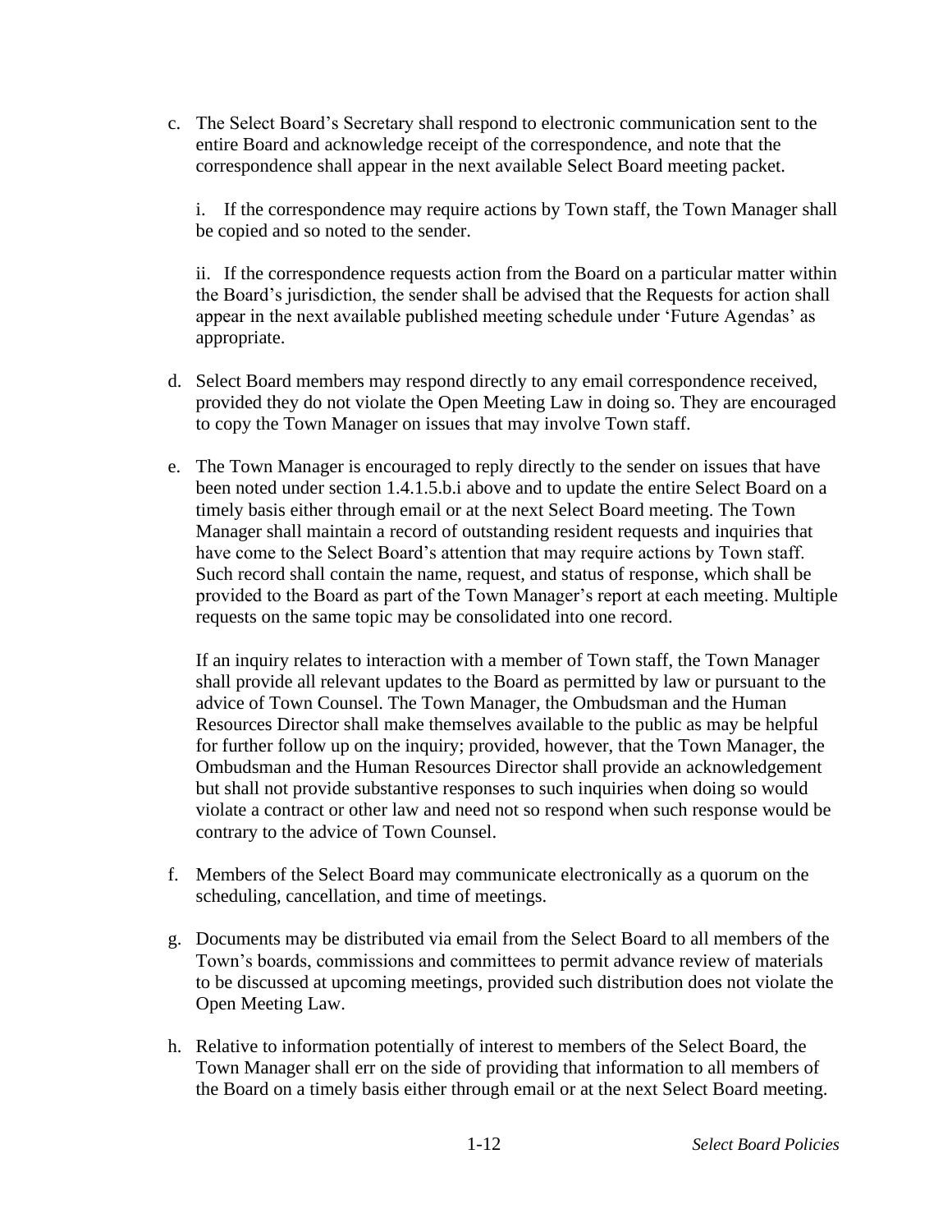c. The Select Board's Secretary shall respond to electronic communication sent to the entire Board and acknowledge receipt of the correspondence, and note that the correspondence shall appear in the next available Select Board meeting packet.

   i. If the correspondence may require actions by Town staff, the Town Manager shall be copied and so noted to the sender.

   ii. If the correspondence requests action from the Board on a particular matter within the Board's jurisdiction, the sender shall be advised that the Requests for action shall appear in the next available published meeting schedule under 'Future Agendas' as appropriate.

d. Select Board members may respond directly to any email correspondence received, provided they do not violate the Open Meeting Law in doing so. They are encouraged to copy the Town Manager on issues that may involve Town staff.

e. The Town Manager is encouraged to reply directly to the sender on issues that have been noted under section 1.4.1.5.b.i above and to update the entire Select Board on a timely basis either through email or at the next Select Board meeting. The Town Manager shall maintain a record of outstanding resident requests and inquiries that have come to the Select Board's attention that may require actions by Town staff. Such record shall contain the name, request, and status of response, which shall be provided to the Board as part of the Town Manager's report at each meeting. Multiple requests on the same topic may be consolidated into one record.

   If an inquiry relates to interaction with a member of Town staff, the Town Manager shall provide all relevant updates to the Board as permitted by law or pursuant to the advice of Town Counsel. The Town Manager, the Ombudsman and the Human Resources Director shall make themselves available to the public as may be helpful for further follow up on the inquiry; provided, however, that the Town Manager, the Ombudsman and the Human Resources Director shall provide an acknowledgement but shall not provide substantive responses to such inquiries when doing so would violate a contract or other law and need not so respond when such response would be contrary to the advice of Town Counsel.

f. Members of the Select Board may communicate electronically as a quorum on the scheduling, cancellation, and time of meetings.

g. Documents may be distributed via email from the Select Board to all members of the Town's boards, commissions and committees to permit advance review of materials to be discussed at upcoming meetings, provided such distribution does not violate the Open Meeting Law.

h. Relative to information potentially of interest to members of the Select Board, the Town Manager shall err on the side of providing that information to all members of the Board on a timely basis either through email or at the next Select Board meeting.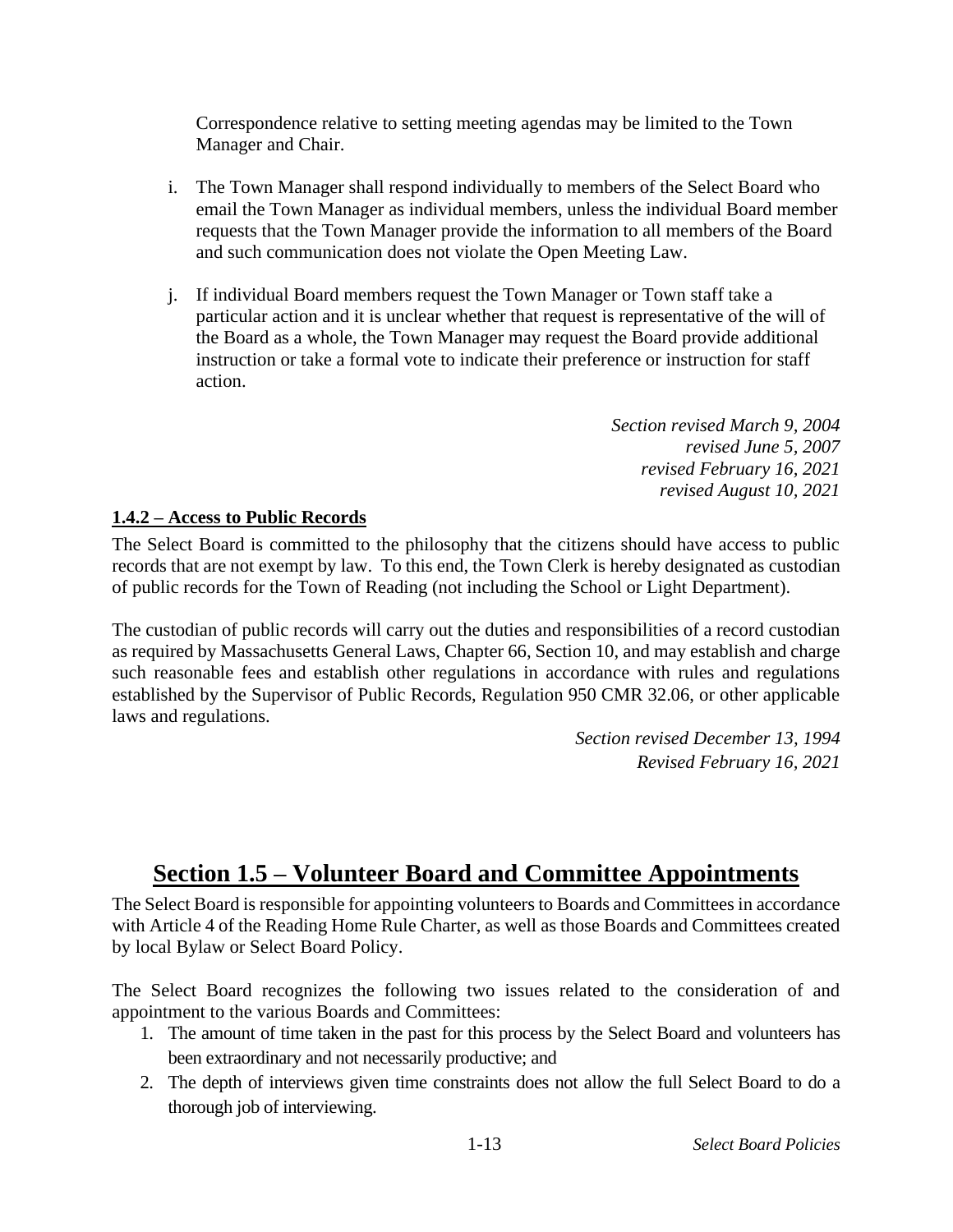Correspondence relative to setting meeting agendas may be limited to the Town Manager and Chair.

i. The Town Manager shall respond individually to members of the Select Board who email the Town Manager as individual members, unless the individual Board member requests that the Town Manager provide the information to all members of the Board and such communication does not violate the Open Meeting Law.

j. If individual Board members request the Town Manager or Town staff take a particular action and it is unclear whether that request is representative of the will of the Board as a whole, the Town Manager may request the Board provide additional instruction or take a formal vote to indicate their preference or instruction for staff action.

*Section revised March 9, 2004*
*revised June 5, 2007*
*revised February 16, 2021*
*revised August 10, 2021*

**1.4.2 – Access to Public Records**

The Select Board is committed to the philosophy that the citizens should have access to public records that are not exempt by law. To this end, the Town Clerk is hereby designated as custodian of public records for the Town of Reading (not including the School or Light Department).

The custodian of public records will carry out the duties and responsibilities of a record custodian as required by Massachusetts General Laws, Chapter 66, Section 10, and may establish and charge such reasonable fees and establish other regulations in accordance with rules and regulations established by the Supervisor of Public Records, Regulation 950 CMR 32.06, or other applicable laws and regulations.

*Section revised December 13, 1994*
*Revised February 16, 2021*

# Section 1.5 – Volunteer Board and Committee Appointments

The Select Board is responsible for appointing volunteers to Boards and Committees in accordance with Article 4 of the Reading Home Rule Charter, as well as those Boards and Committees created by local Bylaw or Select Board Policy.

The Select Board recognizes the following two issues related to the consideration of and appointment to the various Boards and Committees:

1. The amount of time taken in the past for this process by the Select Board and volunteers has been extraordinary and not necessarily productive; and
2. The depth of interviews given time constraints does not allow the full Select Board to do a thorough job of interviewing.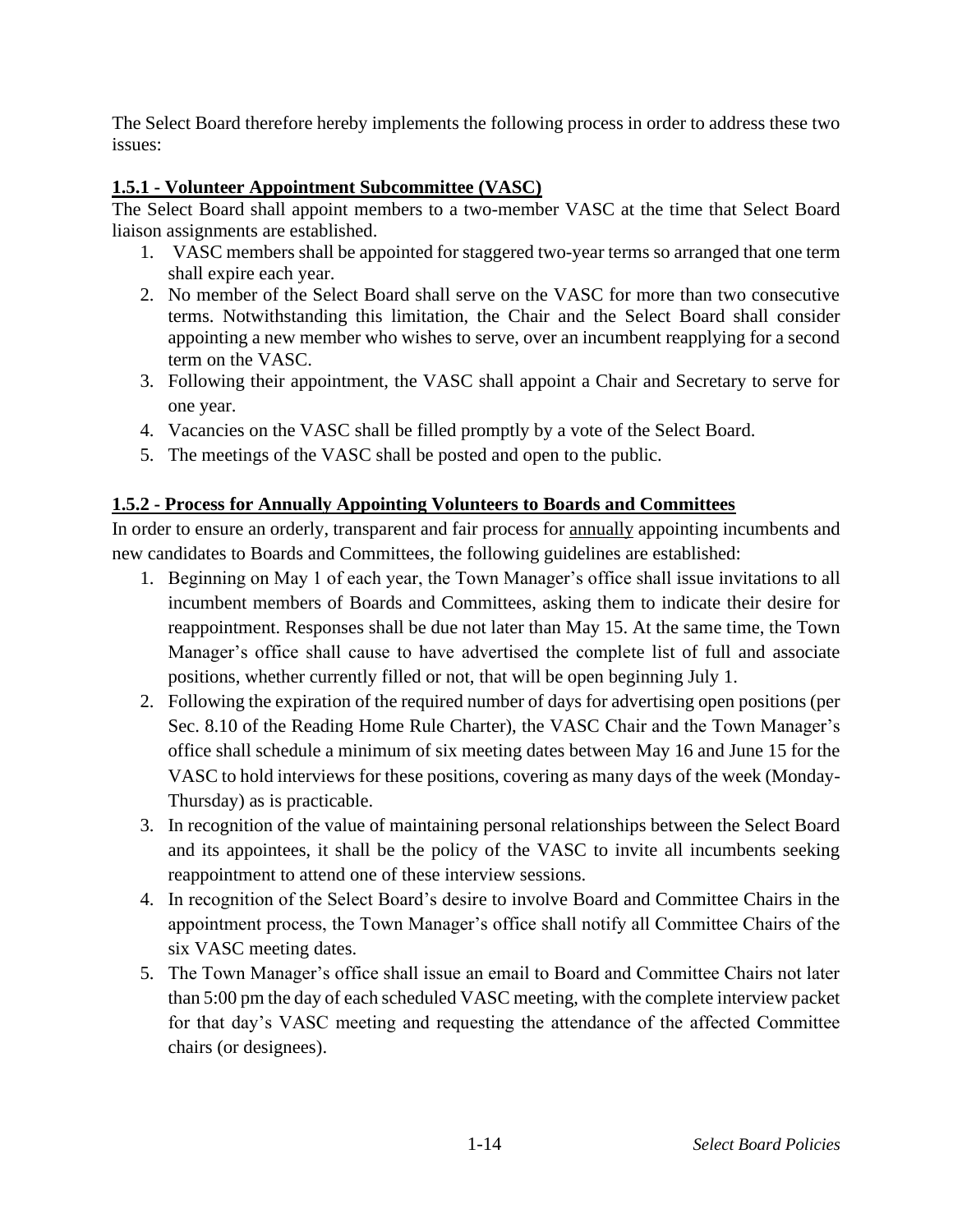The Select Board therefore hereby implements the following process in order to address these two issues:

### 1.5.1 - Volunteer Appointment Subcommittee (VASC)

The Select Board shall appoint members to a two-member VASC at the time that Select Board liaison assignments are established.

1. VASC members shall be appointed for staggered two-year terms so arranged that one term shall expire each year.
2. No member of the Select Board shall serve on the VASC for more than two consecutive terms. Notwithstanding this limitation, the Chair and the Select Board shall consider appointing a new member who wishes to serve, over an incumbent reapplying for a second term on the VASC.
3. Following their appointment, the VASC shall appoint a Chair and Secretary to serve for one year.
4. Vacancies on the VASC shall be filled promptly by a vote of the Select Board.
5. The meetings of the VASC shall be posted and open to the public.

### 1.5.2 - Process for Annually Appointing Volunteers to Boards and Committees

In order to ensure an orderly, transparent and fair process for annually appointing incumbents and new candidates to Boards and Committees, the following guidelines are established:

1. Beginning on May 1 of each year, the Town Manager's office shall issue invitations to all incumbent members of Boards and Committees, asking them to indicate their desire for reappointment. Responses shall be due not later than May 15. At the same time, the Town Manager's office shall cause to have advertised the complete list of full and associate positions, whether currently filled or not, that will be open beginning July 1.
2. Following the expiration of the required number of days for advertising open positions (per Sec. 8.10 of the Reading Home Rule Charter), the VASC Chair and the Town Manager's office shall schedule a minimum of six meeting dates between May 16 and June 15 for the VASC to hold interviews for these positions, covering as many days of the week (Monday-Thursday) as is practicable.
3. In recognition of the value of maintaining personal relationships between the Select Board and its appointees, it shall be the policy of the VASC to invite all incumbents seeking reappointment to attend one of these interview sessions.
4. In recognition of the Select Board's desire to involve Board and Committee Chairs in the appointment process, the Town Manager's office shall notify all Committee Chairs of the six VASC meeting dates.
5. The Town Manager's office shall issue an email to Board and Committee Chairs not later than 5:00 pm the day of each scheduled VASC meeting, with the complete interview packet for that day's VASC meeting and requesting the attendance of the affected Committee chairs (or designees).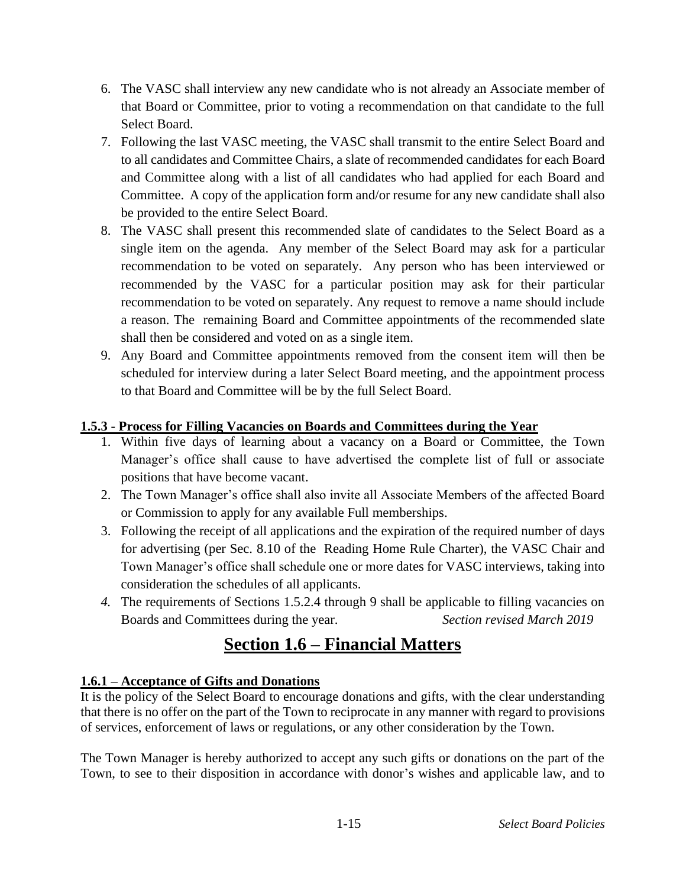6. The VASC shall interview any new candidate who is not already an Associate member of that Board or Committee, prior to voting a recommendation on that candidate to the full Select Board.
7. Following the last VASC meeting, the VASC shall transmit to the entire Select Board and to all candidates and Committee Chairs, a slate of recommended candidates for each Board and Committee along with a list of all candidates who had applied for each Board and Committee. A copy of the application form and/or resume for any new candidate shall also be provided to the entire Select Board.
8. The VASC shall present this recommended slate of candidates to the Select Board as a single item on the agenda. Any member of the Select Board may ask for a particular recommendation to be voted on separately. Any person who has been interviewed or recommended by the VASC for a particular position may ask for their particular recommendation to be voted on separately. Any request to remove a name should include a reason. The remaining Board and Committee appointments of the recommended slate shall then be considered and voted on as a single item.
9. Any Board and Committee appointments removed from the consent item will then be scheduled for interview during a later Select Board meeting, and the appointment process to that Board and Committee will be by the full Select Board.

**1.5.3 - Process for Filling Vacancies on Boards and Committees during the Year**

1. Within five days of learning about a vacancy on a Board or Committee, the Town Manager's office shall cause to have advertised the complete list of full or associate positions that have become vacant.
2. The Town Manager's office shall also invite all Associate Members of the affected Board or Commission to apply for any available Full memberships.
3. Following the receipt of all applications and the expiration of the required number of days for advertising (per Sec. 8.10 of the Reading Home Rule Charter), the VASC Chair and Town Manager's office shall schedule one or more dates for VASC interviews, taking into consideration the schedules of all applicants.
4. The requirements of Sections 1.5.2.4 through 9 shall be applicable to filling vacancies on Boards and Committees during the year. *Section revised March 2019*

# Section 1.6 – Financial Matters

**1.6.1 – Acceptance of Gifts and Donations**

It is the policy of the Select Board to encourage donations and gifts, with the clear understanding that there is no offer on the part of the Town to reciprocate in any manner with regard to provisions of services, enforcement of laws or regulations, or any other consideration by the Town.

The Town Manager is hereby authorized to accept any such gifts or donations on the part of the Town, to see to their disposition in accordance with donor's wishes and applicable law, and to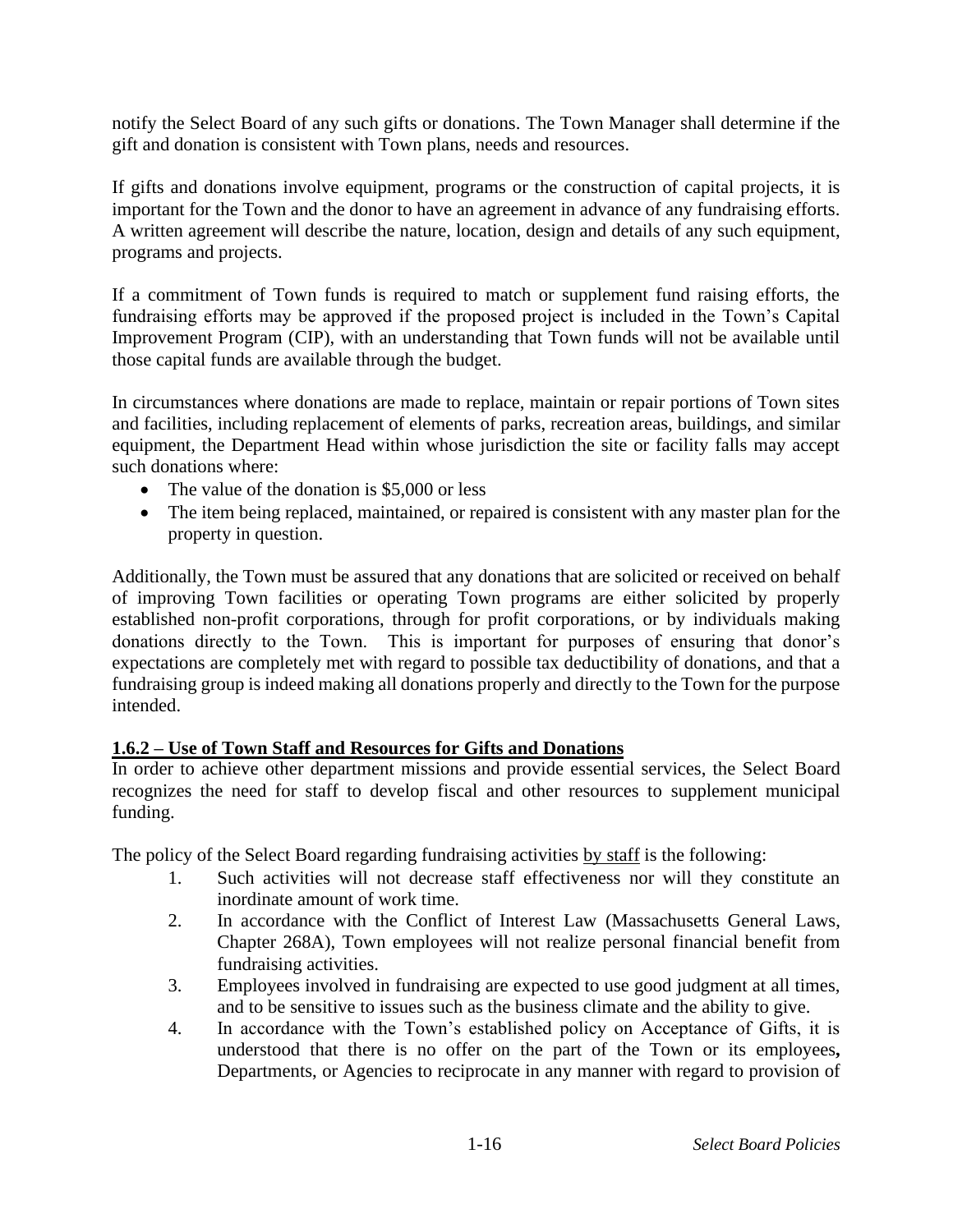notify the Select Board of any such gifts or donations. The Town Manager shall determine if the gift and donation is consistent with Town plans, needs and resources.

If gifts and donations involve equipment, programs or the construction of capital projects, it is important for the Town and the donor to have an agreement in advance of any fundraising efforts. A written agreement will describe the nature, location, design and details of any such equipment, programs and projects.

If a commitment of Town funds is required to match or supplement fund raising efforts, the fundraising efforts may be approved if the proposed project is included in the Town's Capital Improvement Program (CIP), with an understanding that Town funds will not be available until those capital funds are available through the budget.

In circumstances where donations are made to replace, maintain or repair portions of Town sites and facilities, including replacement of elements of parks, recreation areas, buildings, and similar equipment, the Department Head within whose jurisdiction the site or facility falls may accept such donations where:

- The value of the donation is $5,000 or less
- The item being replaced, maintained, or repaired is consistent with any master plan for the property in question.

Additionally, the Town must be assured that any donations that are solicited or received on behalf of improving Town facilities or operating Town programs are either solicited by properly established non-profit corporations, through for profit corporations, or by individuals making donations directly to the Town. This is important for purposes of ensuring that donor's expectations are completely met with regard to possible tax deductibility of donations, and that a fundraising group is indeed making all donations properly and directly to the Town for the purpose intended.

### 1.6.2 – Use of Town Staff and Resources for Gifts and Donations

In order to achieve other department missions and provide essential services, the Select Board recognizes the need for staff to develop fiscal and other resources to supplement municipal funding.

The policy of the Select Board regarding fundraising activities by staff is the following:

1. Such activities will not decrease staff effectiveness nor will they constitute an inordinate amount of work time.
2. In accordance with the Conflict of Interest Law (Massachusetts General Laws, Chapter 268A), Town employees will not realize personal financial benefit from fundraising activities.
3. Employees involved in fundraising are expected to use good judgment at all times, and to be sensitive to issues such as the business climate and the ability to give.
4. In accordance with the Town's established policy on Acceptance of Gifts, it is understood that there is no offer on the part of the Town or its employees**,** Departments, or Agencies to reciprocate in any manner with regard to provision of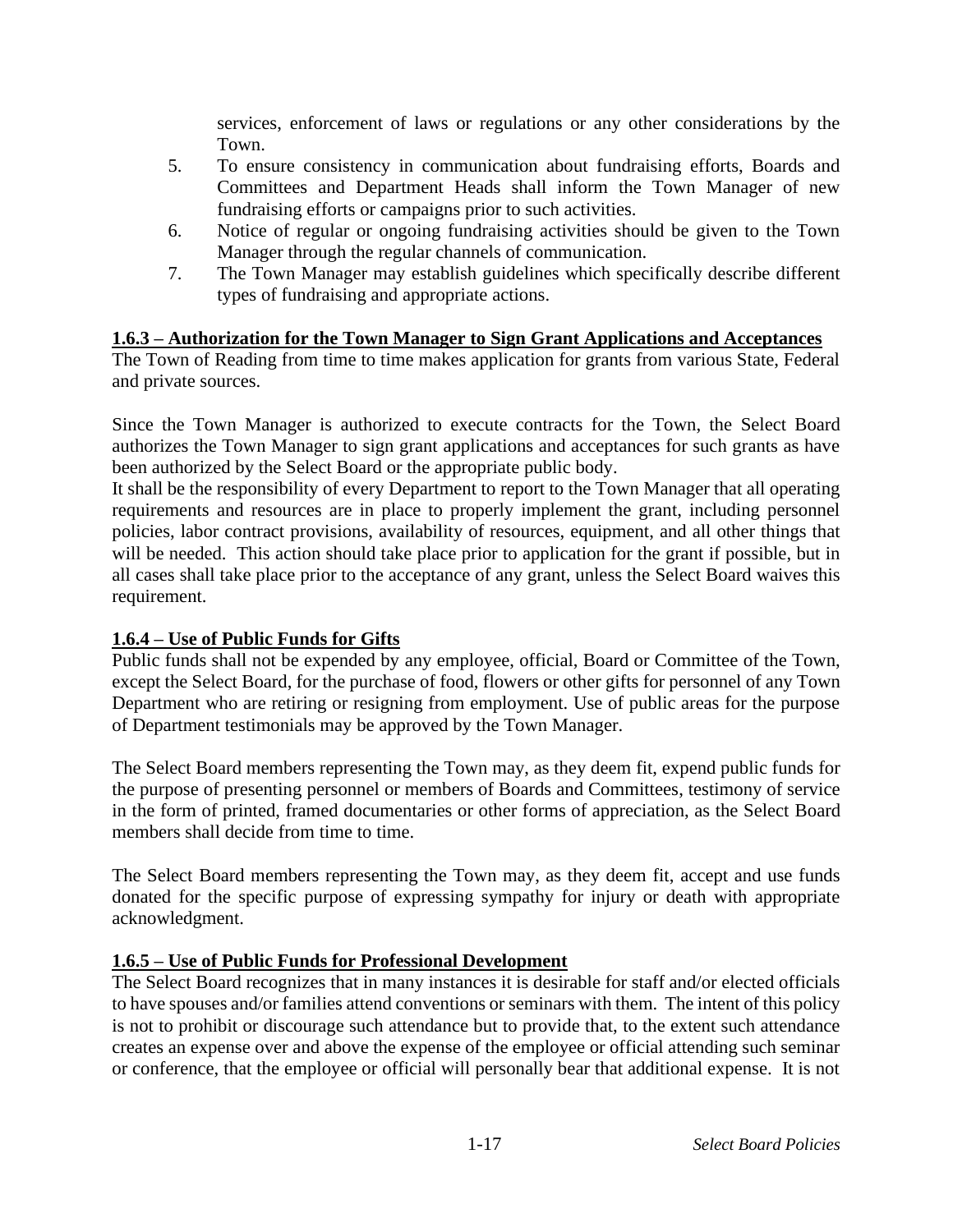services, enforcement of laws or regulations or any other considerations by the Town.

5. To ensure consistency in communication about fundraising efforts, Boards and Committees and Department Heads shall inform the Town Manager of new fundraising efforts or campaigns prior to such activities.
6. Notice of regular or ongoing fundraising activities should be given to the Town Manager through the regular channels of communication.
7. The Town Manager may establish guidelines which specifically describe different types of fundraising and appropriate actions.

**1.6.3 – Authorization for the Town Manager to Sign Grant Applications and Acceptances**

The Town of Reading from time to time makes application for grants from various State, Federal and private sources.

Since the Town Manager is authorized to execute contracts for the Town, the Select Board authorizes the Town Manager to sign grant applications and acceptances for such grants as have been authorized by the Select Board or the appropriate public body.

It shall be the responsibility of every Department to report to the Town Manager that all operating requirements and resources are in place to properly implement the grant, including personnel policies, labor contract provisions, availability of resources, equipment, and all other things that will be needed. This action should take place prior to application for the grant if possible, but in all cases shall take place prior to the acceptance of any grant, unless the Select Board waives this requirement.

**1.6.4 – Use of Public Funds for Gifts**

Public funds shall not be expended by any employee, official, Board or Committee of the Town, except the Select Board, for the purchase of food, flowers or other gifts for personnel of any Town Department who are retiring or resigning from employment. Use of public areas for the purpose of Department testimonials may be approved by the Town Manager.

The Select Board members representing the Town may, as they deem fit, expend public funds for the purpose of presenting personnel or members of Boards and Committees, testimony of service in the form of printed, framed documentaries or other forms of appreciation, as the Select Board members shall decide from time to time.

The Select Board members representing the Town may, as they deem fit, accept and use funds donated for the specific purpose of expressing sympathy for injury or death with appropriate acknowledgment.

**1.6.5 – Use of Public Funds for Professional Development**

The Select Board recognizes that in many instances it is desirable for staff and/or elected officials to have spouses and/or families attend conventions or seminars with them. The intent of this policy is not to prohibit or discourage such attendance but to provide that, to the extent such attendance creates an expense over and above the expense of the employee or official attending such seminar or conference, that the employee or official will personally bear that additional expense. It is not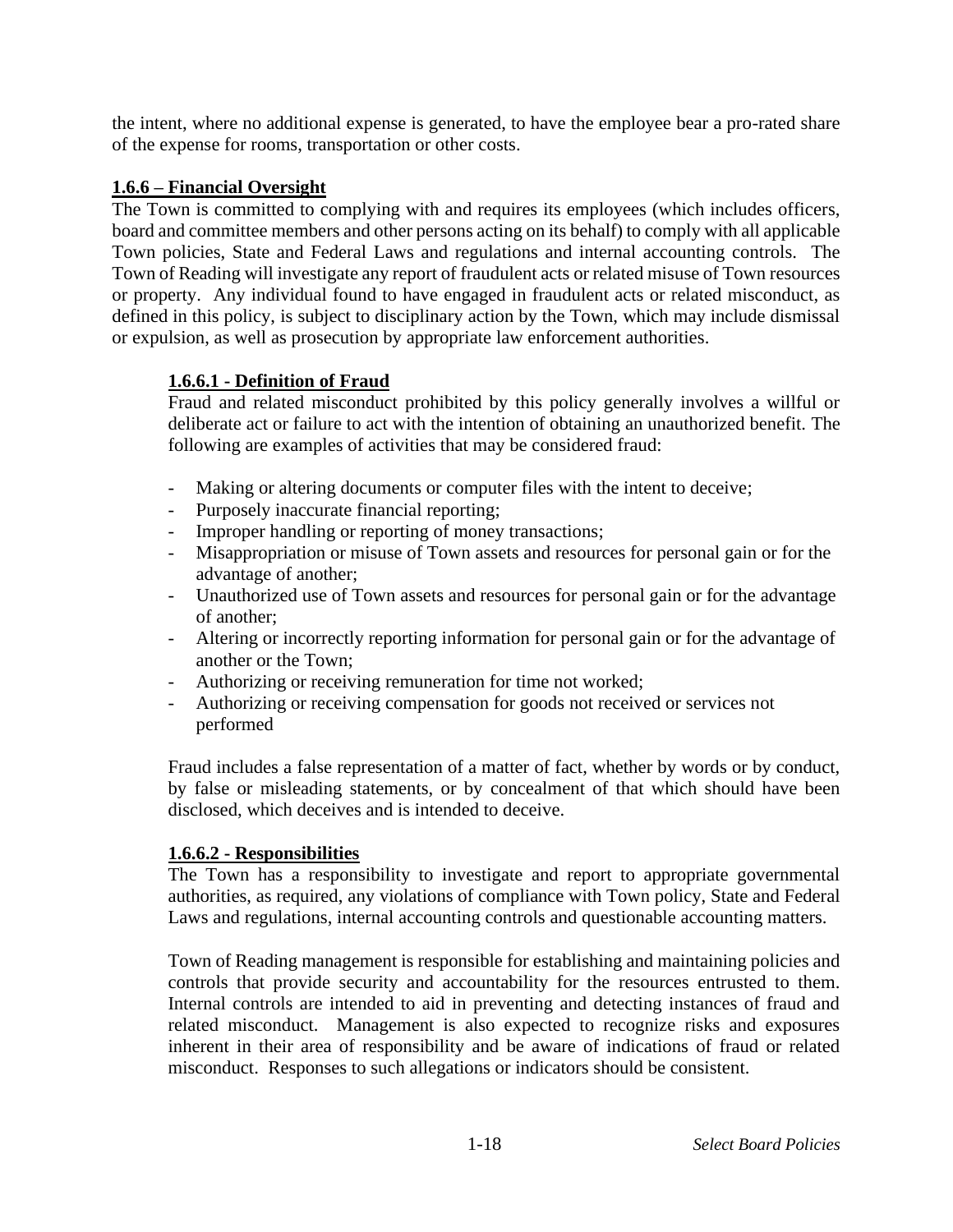the intent, where no additional expense is generated, to have the employee bear a pro-rated share of the expense for rooms, transportation or other costs.

## 1.6.6 – Financial Oversight

The Town is committed to complying with and requires its employees (which includes officers, board and committee members and other persons acting on its behalf) to comply with all applicable Town policies, State and Federal Laws and regulations and internal accounting controls. The Town of Reading will investigate any report of fraudulent acts or related misuse of Town resources or property. Any individual found to have engaged in fraudulent acts or related misconduct, as defined in this policy, is subject to disciplinary action by the Town, which may include dismissal or expulsion, as well as prosecution by appropriate law enforcement authorities.

### 1.6.6.1 - Definition of Fraud

Fraud and related misconduct prohibited by this policy generally involves a willful or deliberate act or failure to act with the intention of obtaining an unauthorized benefit. The following are examples of activities that may be considered fraud:

- Making or altering documents or computer files with the intent to deceive;
- Purposely inaccurate financial reporting;
- Improper handling or reporting of money transactions;
- Misappropriation or misuse of Town assets and resources for personal gain or for the advantage of another;
- Unauthorized use of Town assets and resources for personal gain or for the advantage of another;
- Altering or incorrectly reporting information for personal gain or for the advantage of another or the Town;
- Authorizing or receiving remuneration for time not worked;
- Authorizing or receiving compensation for goods not received or services not performed

Fraud includes a false representation of a matter of fact, whether by words or by conduct, by false or misleading statements, or by concealment of that which should have been disclosed, which deceives and is intended to deceive.

### 1.6.6.2 - Responsibilities

The Town has a responsibility to investigate and report to appropriate governmental authorities, as required, any violations of compliance with Town policy, State and Federal Laws and regulations, internal accounting controls and questionable accounting matters.

Town of Reading management is responsible for establishing and maintaining policies and controls that provide security and accountability for the resources entrusted to them. Internal controls are intended to aid in preventing and detecting instances of fraud and related misconduct. Management is also expected to recognize risks and exposures inherent in their area of responsibility and be aware of indications of fraud or related misconduct. Responses to such allegations or indicators should be consistent.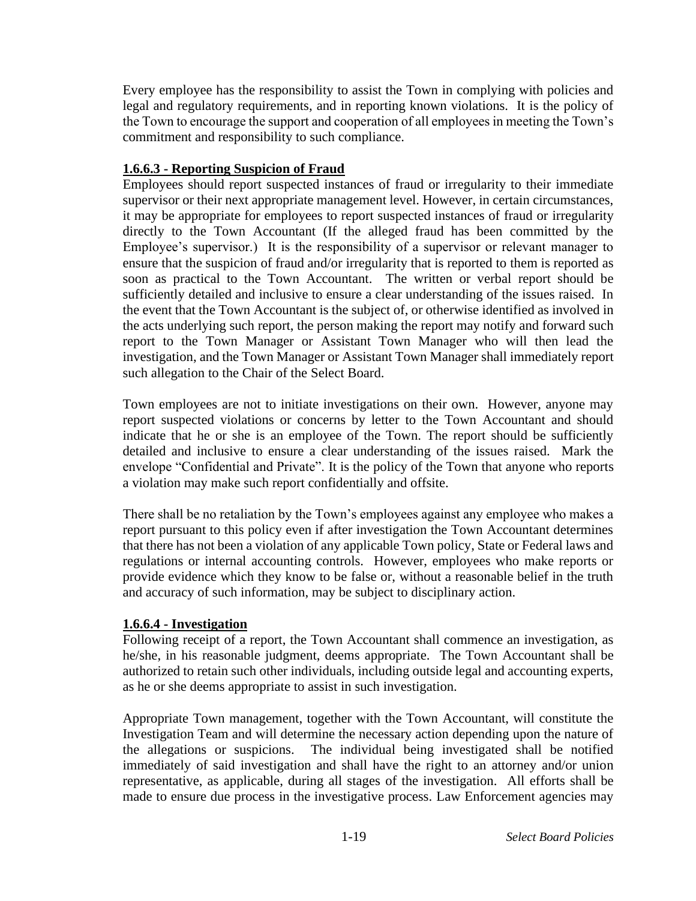Every employee has the responsibility to assist the Town in complying with policies and legal and regulatory requirements, and in reporting known violations. It is the policy of the Town to encourage the support and cooperation of all employees in meeting the Town's commitment and responsibility to such compliance.

### **1.6.6.3 - Reporting Suspicion of Fraud**

Employees should report suspected instances of fraud or irregularity to their immediate supervisor or their next appropriate management level. However, in certain circumstances, it may be appropriate for employees to report suspected instances of fraud or irregularity directly to the Town Accountant (If the alleged fraud has been committed by the Employee's supervisor.) It is the responsibility of a supervisor or relevant manager to ensure that the suspicion of fraud and/or irregularity that is reported to them is reported as soon as practical to the Town Accountant. The written or verbal report should be sufficiently detailed and inclusive to ensure a clear understanding of the issues raised. In the event that the Town Accountant is the subject of, or otherwise identified as involved in the acts underlying such report, the person making the report may notify and forward such report to the Town Manager or Assistant Town Manager who will then lead the investigation, and the Town Manager or Assistant Town Manager shall immediately report such allegation to the Chair of the Select Board.

Town employees are not to initiate investigations on their own. However, anyone may report suspected violations or concerns by letter to the Town Accountant and should indicate that he or she is an employee of the Town. The report should be sufficiently detailed and inclusive to ensure a clear understanding of the issues raised. Mark the envelope "Confidential and Private". It is the policy of the Town that anyone who reports a violation may make such report confidentially and offsite.

There shall be no retaliation by the Town's employees against any employee who makes a report pursuant to this policy even if after investigation the Town Accountant determines that there has not been a violation of any applicable Town policy, State or Federal laws and regulations or internal accounting controls. However, employees who make reports or provide evidence which they know to be false or, without a reasonable belief in the truth and accuracy of such information, may be subject to disciplinary action.

### **1.6.6.4 - Investigation**

Following receipt of a report, the Town Accountant shall commence an investigation, as he/she, in his reasonable judgment, deems appropriate. The Town Accountant shall be authorized to retain such other individuals, including outside legal and accounting experts, as he or she deems appropriate to assist in such investigation.

Appropriate Town management, together with the Town Accountant, will constitute the Investigation Team and will determine the necessary action depending upon the nature of the allegations or suspicions. The individual being investigated shall be notified immediately of said investigation and shall have the right to an attorney and/or union representative, as applicable, during all stages of the investigation. All efforts shall be made to ensure due process in the investigative process. Law Enforcement agencies may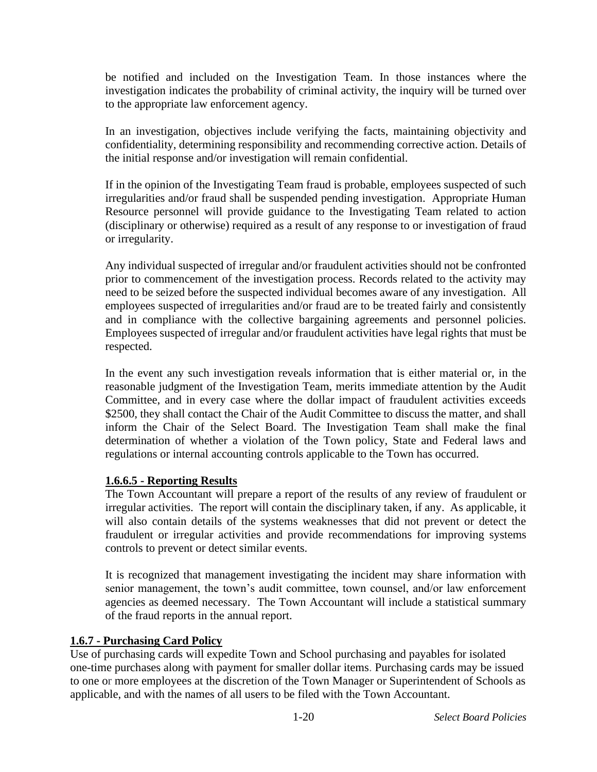be notified and included on the Investigation Team. In those instances where the investigation indicates the probability of criminal activity, the inquiry will be turned over to the appropriate law enforcement agency.

In an investigation, objectives include verifying the facts, maintaining objectivity and confidentiality, determining responsibility and recommending corrective action. Details of the initial response and/or investigation will remain confidential.

If in the opinion of the Investigating Team fraud is probable, employees suspected of such irregularities and/or fraud shall be suspended pending investigation. Appropriate Human Resource personnel will provide guidance to the Investigating Team related to action (disciplinary or otherwise) required as a result of any response to or investigation of fraud or irregularity.

Any individual suspected of irregular and/or fraudulent activities should not be confronted prior to commencement of the investigation process. Records related to the activity may need to be seized before the suspected individual becomes aware of any investigation. All employees suspected of irregularities and/or fraud are to be treated fairly and consistently and in compliance with the collective bargaining agreements and personnel policies. Employees suspected of irregular and/or fraudulent activities have legal rights that must be respected.

In the event any such investigation reveals information that is either material or, in the reasonable judgment of the Investigation Team, merits immediate attention by the Audit Committee, and in every case where the dollar impact of fraudulent activities exceeds $2500, they shall contact the Chair of the Audit Committee to discuss the matter, and shall inform the Chair of the Select Board. The Investigation Team shall make the final determination of whether a violation of the Town policy, State and Federal laws and regulations or internal accounting controls applicable to the Town has occurred.

#### 1.6.6.5 - Reporting Results

The Town Accountant will prepare a report of the results of any review of fraudulent or irregular activities. The report will contain the disciplinary taken, if any. As applicable, it will also contain details of the systems weaknesses that did not prevent or detect the fraudulent or irregular activities and provide recommendations for improving systems controls to prevent or detect similar events.

It is recognized that management investigating the incident may share information with senior management, the town's audit committee, town counsel, and/or law enforcement agencies as deemed necessary. The Town Accountant will include a statistical summary of the fraud reports in the annual report.

### 1.6.7 - Purchasing Card Policy

Use of purchasing cards will expedite Town and School purchasing and payables for isolated one-time purchases along with payment for smaller dollar items. Purchasing cards may be issued to one or more employees at the discretion of the Town Manager or Superintendent of Schools as applicable, and with the names of all users to be filed with the Town Accountant.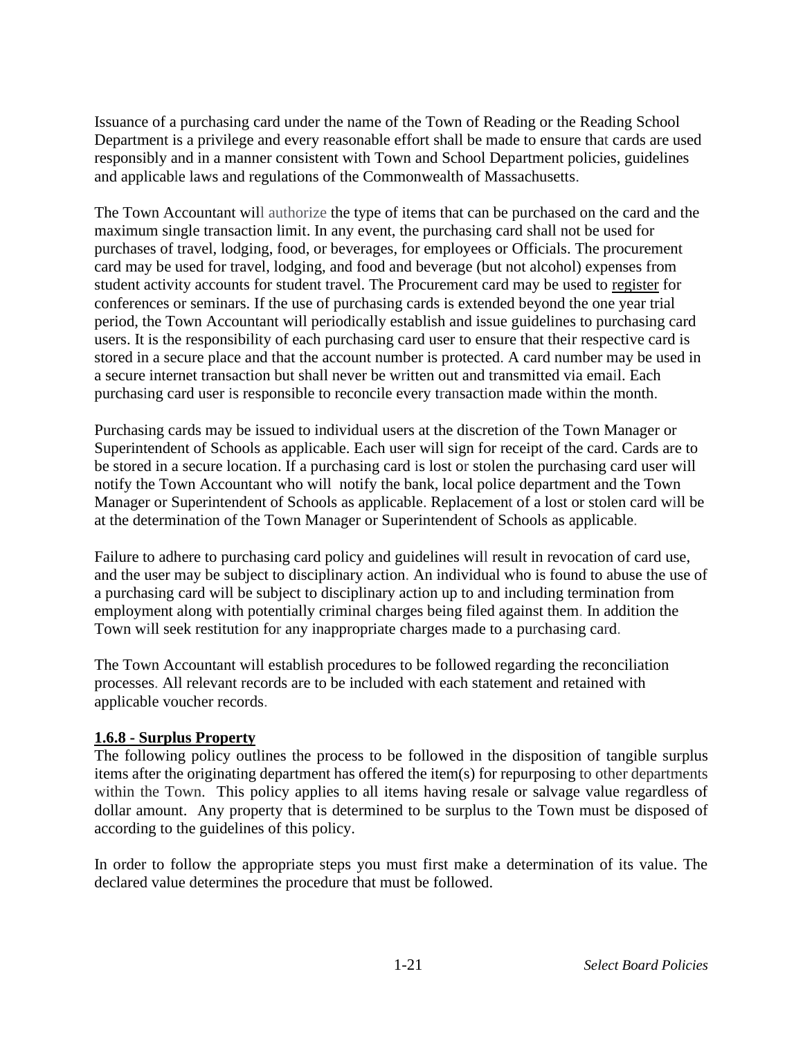Issuance of a purchasing card under the name of the Town of Reading or the Reading School Department is a privilege and every reasonable effort shall be made to ensure that cards are used responsibly and in a manner consistent with Town and School Department policies, guidelines and applicable laws and regulations of the Commonwealth of Massachusetts.

The Town Accountant will authorize the type of items that can be purchased on the card and the maximum single transaction limit. In any event, the purchasing card shall not be used for purchases of travel, lodging, food, or beverages, for employees or Officials. The procurement card may be used for travel, lodging, and food and beverage (but not alcohol) expenses from student activity accounts for student travel. The Procurement card may be used to <u>register</u> for conferences or seminars. If the use of purchasing cards is extended beyond the one year trial period, the Town Accountant will periodically establish and issue guidelines to purchasing card users. It is the responsibility of each purchasing card user to ensure that their respective card is stored in a secure place and that the account number is protected. A card number may be used in a secure internet transaction but shall never be written out and transmitted via email. Each purchasing card user is responsible to reconcile every transaction made within the month.

Purchasing cards may be issued to individual users at the discretion of the Town Manager or Superintendent of Schools as applicable. Each user will sign for receipt of the card. Cards are to be stored in a secure location. If a purchasing card is lost or stolen the purchasing card user will notify the Town Accountant who will notify the bank, local police department and the Town Manager or Superintendent of Schools as applicable. Replacement of a lost or stolen card will be at the determination of the Town Manager or Superintendent of Schools as applicable.

Failure to adhere to purchasing card policy and guidelines will result in revocation of card use, and the user may be subject to disciplinary action. An individual who is found to abuse the use of a purchasing card will be subject to disciplinary action up to and including termination from employment along with potentially criminal charges being filed against them. In addition the Town will seek restitution for any inappropriate charges made to a purchasing card.

The Town Accountant will establish procedures to be followed regarding the reconciliation processes. All relevant records are to be included with each statement and retained with applicable voucher records.

### 1.6.8 - Surplus Property

The following policy outlines the process to be followed in the disposition of tangible surplus items after the originating department has offered the item(s) for repurposing to other departments within the Town. This policy applies to all items having resale or salvage value regardless of dollar amount. Any property that is determined to be surplus to the Town must be disposed of according to the guidelines of this policy.

In order to follow the appropriate steps you must first make a determination of its value. The declared value determines the procedure that must be followed.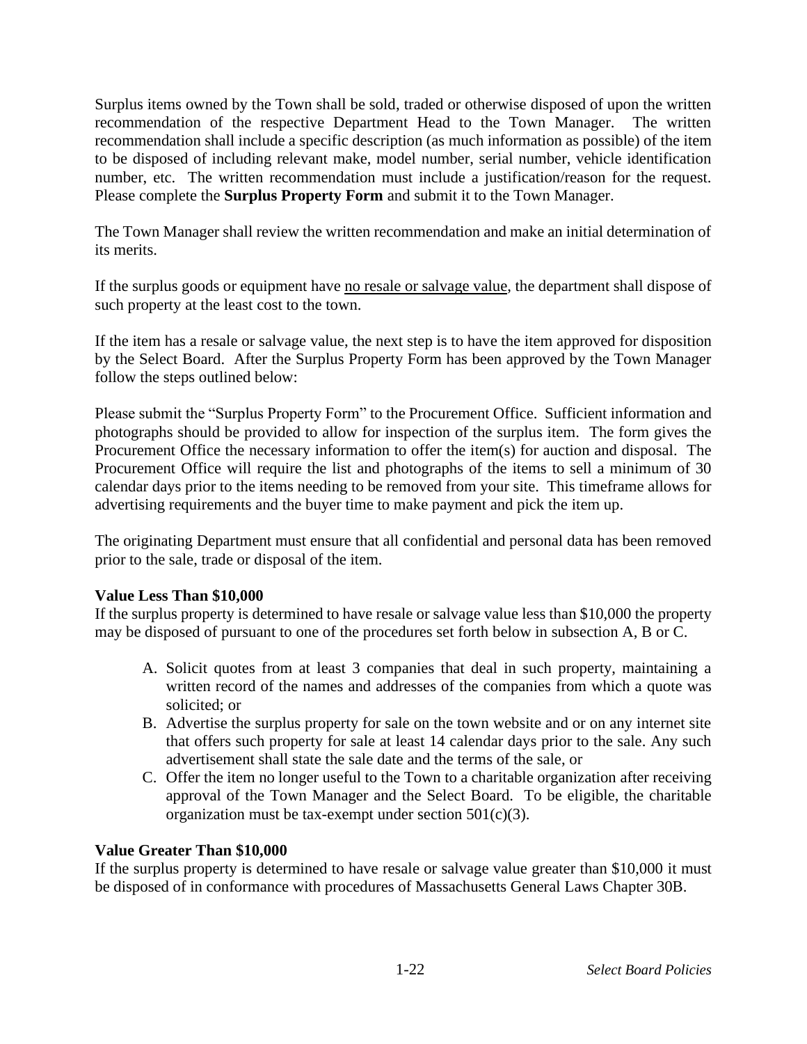Surplus items owned by the Town shall be sold, traded or otherwise disposed of upon the written recommendation of the respective Department Head to the Town Manager. The written recommendation shall include a specific description (as much information as possible) of the item to be disposed of including relevant make, model number, serial number, vehicle identification number, etc. The written recommendation must include a justification/reason for the request. Please complete the **Surplus Property Form** and submit it to the Town Manager.

The Town Manager shall review the written recommendation and make an initial determination of its merits.

If the surplus goods or equipment have <u>no resale or salvage value</u>, the department shall dispose of such property at the least cost to the town.

If the item has a resale or salvage value, the next step is to have the item approved for disposition by the Select Board. After the Surplus Property Form has been approved by the Town Manager follow the steps outlined below:

Please submit the "Surplus Property Form" to the Procurement Office. Sufficient information and photographs should be provided to allow for inspection of the surplus item. The form gives the Procurement Office the necessary information to offer the item(s) for auction and disposal. The Procurement Office will require the list and photographs of the items to sell a minimum of 30 calendar days prior to the items needing to be removed from your site. This timeframe allows for advertising requirements and the buyer time to make payment and pick the item up.

The originating Department must ensure that all confidential and personal data has been removed prior to the sale, trade or disposal of the item.

**Value Less Than $10,000**

If the surplus property is determined to have resale or salvage value less than $10,000 the property may be disposed of pursuant to one of the procedures set forth below in subsection A, B or C.

A. Solicit quotes from at least 3 companies that deal in such property, maintaining a written record of the names and addresses of the companies from which a quote was solicited; or
B. Advertise the surplus property for sale on the town website and or on any internet site that offers such property for sale at least 14 calendar days prior to the sale. Any such advertisement shall state the sale date and the terms of the sale, or
C. Offer the item no longer useful to the Town to a charitable organization after receiving approval of the Town Manager and the Select Board. To be eligible, the charitable organization must be tax-exempt under section 501(c)(3).

**Value Greater Than $10,000**

If the surplus property is determined to have resale or salvage value greater than $10,000 it must be disposed of in conformance with procedures of Massachusetts General Laws Chapter 30B.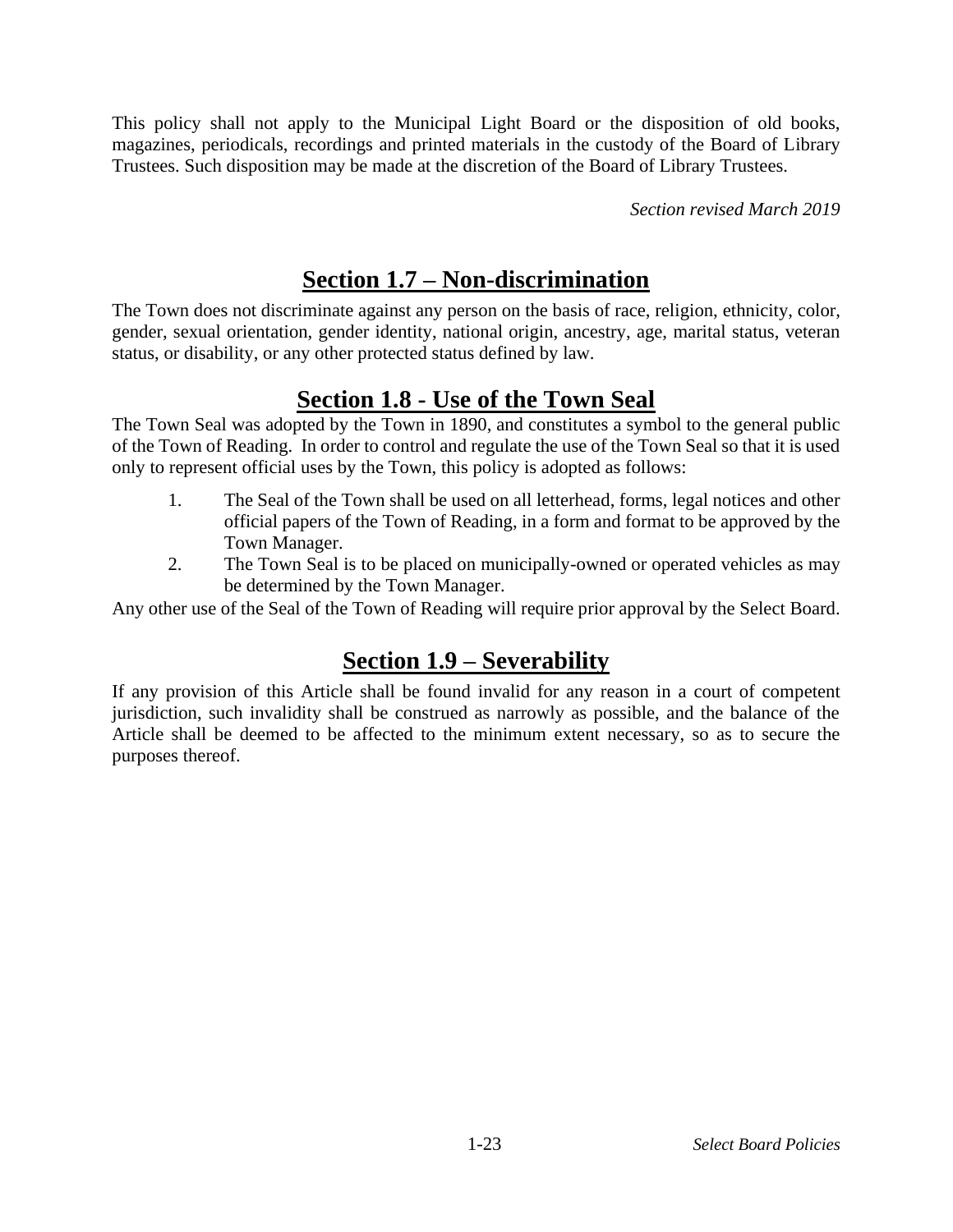This policy shall not apply to the Municipal Light Board or the disposition of old books, magazines, periodicals, recordings and printed materials in the custody of the Board of Library Trustees. Such disposition may be made at the discretion of the Board of Library Trustees.

*Section revised March 2019*

## Section 1.7 – Non-discrimination

The Town does not discriminate against any person on the basis of race, religion, ethnicity, color, gender, sexual orientation, gender identity, national origin, ancestry, age, marital status, veteran status, or disability, or any other protected status defined by law.

## Section 1.8 - Use of the Town Seal

The Town Seal was adopted by the Town in 1890, and constitutes a symbol to the general public of the Town of Reading. In order to control and regulate the use of the Town Seal so that it is used only to represent official uses by the Town, this policy is adopted as follows:

1. The Seal of the Town shall be used on all letterhead, forms, legal notices and other official papers of the Town of Reading, in a form and format to be approved by the Town Manager.
2. The Town Seal is to be placed on municipally-owned or operated vehicles as may be determined by the Town Manager.

Any other use of the Seal of the Town of Reading will require prior approval by the Select Board.

## Section 1.9 – Severability

If any provision of this Article shall be found invalid for any reason in a court of competent jurisdiction, such invalidity shall be construed as narrowly as possible, and the balance of the Article shall be deemed to be affected to the minimum extent necessary, so as to secure the purposes thereof.